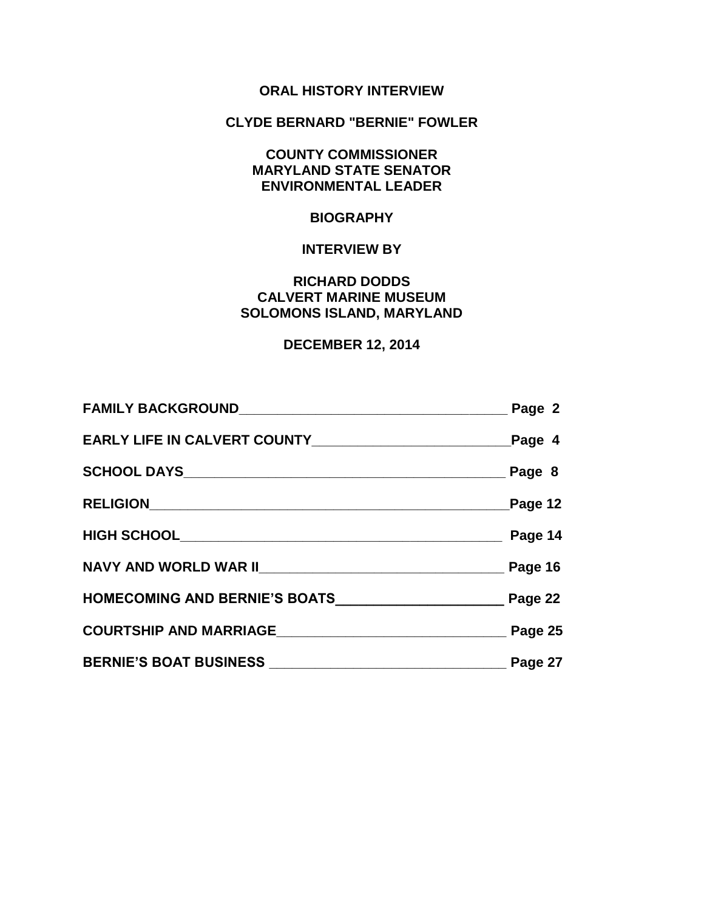# ORAL HISTORY INTERVIEW

## CLYDE BERNARD "BERNIE" FOWLER

**COUNTY COMMISSIONER**
**MARYLAND STATE SENATOR**
**ENVIRONMENTAL LEADER**

**BIOGRAPHY**

**INTERVIEW BY**

**RICHARD DODDS**
**CALVERT MARINE MUSEUM**
**SOLOMONS ISLAND, MARYLAND**

**DECEMBER 12, 2014**

| Section | Page |
|---|---|
| **FAMILY BACKGROUND** | **Page 2** |
| **EARLY LIFE IN CALVERT COUNTY** | **Page 4** |
| **SCHOOL DAYS** | **Page 8** |
| **RELIGION** | **Page 12** |
| **HIGH SCHOOL** | **Page 14** |
| **NAVY AND WORLD WAR II** | **Page 16** |
| **HOMECOMING AND BERNIE'S BOATS** | **Page 22** |
| **COURTSHIP AND MARRIAGE** | **Page 25** |
| **BERNIE'S BOAT BUSINESS** | **Page 27** |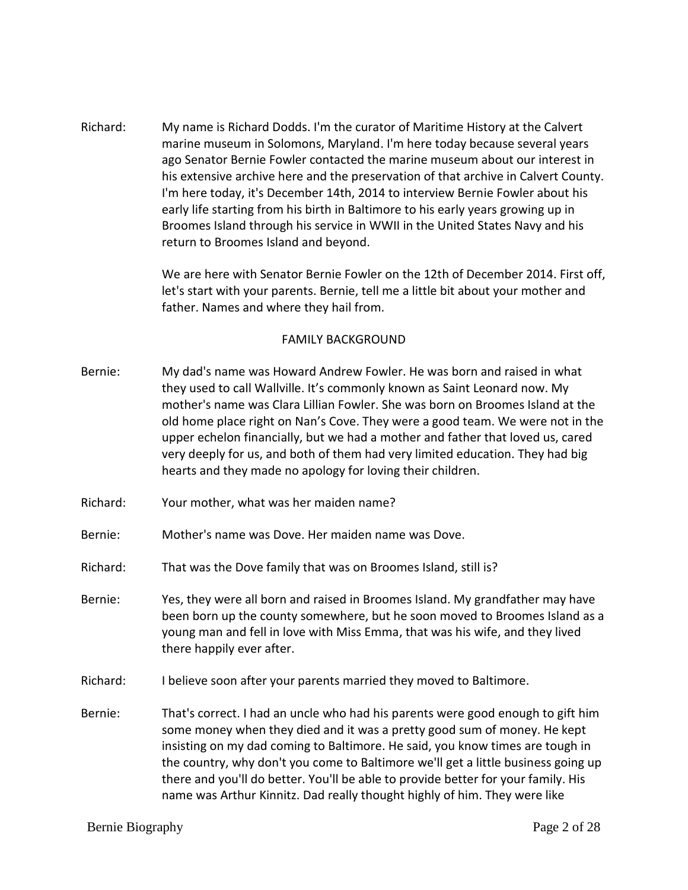Richard: My name is Richard Dodds. I'm the curator of Maritime History at the Calvert marine museum in Solomons, Maryland. I'm here today because several years ago Senator Bernie Fowler contacted the marine museum about our interest in his extensive archive here and the preservation of that archive in Calvert County. I'm here today, it's December 14th, 2014 to interview Bernie Fowler about his early life starting from his birth in Baltimore to his early years growing up in Broomes Island through his service in WWII in the United States Navy and his return to Broomes Island and beyond.

We are here with Senator Bernie Fowler on the 12th of December 2014. First off, let's start with your parents. Bernie, tell me a little bit about your mother and father. Names and where they hail from.

## FAMILY BACKGROUND

Bernie: My dad's name was Howard Andrew Fowler. He was born and raised in what they used to call Wallville. It's commonly known as Saint Leonard now. My mother's name was Clara Lillian Fowler. She was born on Broomes Island at the old home place right on Nan's Cove. They were a good team. We were not in the upper echelon financially, but we had a mother and father that loved us, cared very deeply for us, and both of them had very limited education. They had big hearts and they made no apology for loving their children.

Richard: Your mother, what was her maiden name?

Bernie: Mother's name was Dove. Her maiden name was Dove.

Richard: That was the Dove family that was on Broomes Island, still is?

Bernie: Yes, they were all born and raised in Broomes Island. My grandfather may have been born up the county somewhere, but he soon moved to Broomes Island as a young man and fell in love with Miss Emma, that was his wife, and they lived there happily ever after.

Richard: I believe soon after your parents married they moved to Baltimore.

Bernie: That's correct. I had an uncle who had his parents were good enough to gift him some money when they died and it was a pretty good sum of money. He kept insisting on my dad coming to Baltimore. He said, you know times are tough in the country, why don't you come to Baltimore we'll get a little business going up there and you'll do better. You'll be able to provide better for your family. His name was Arthur Kinnitz. Dad really thought highly of him. They were like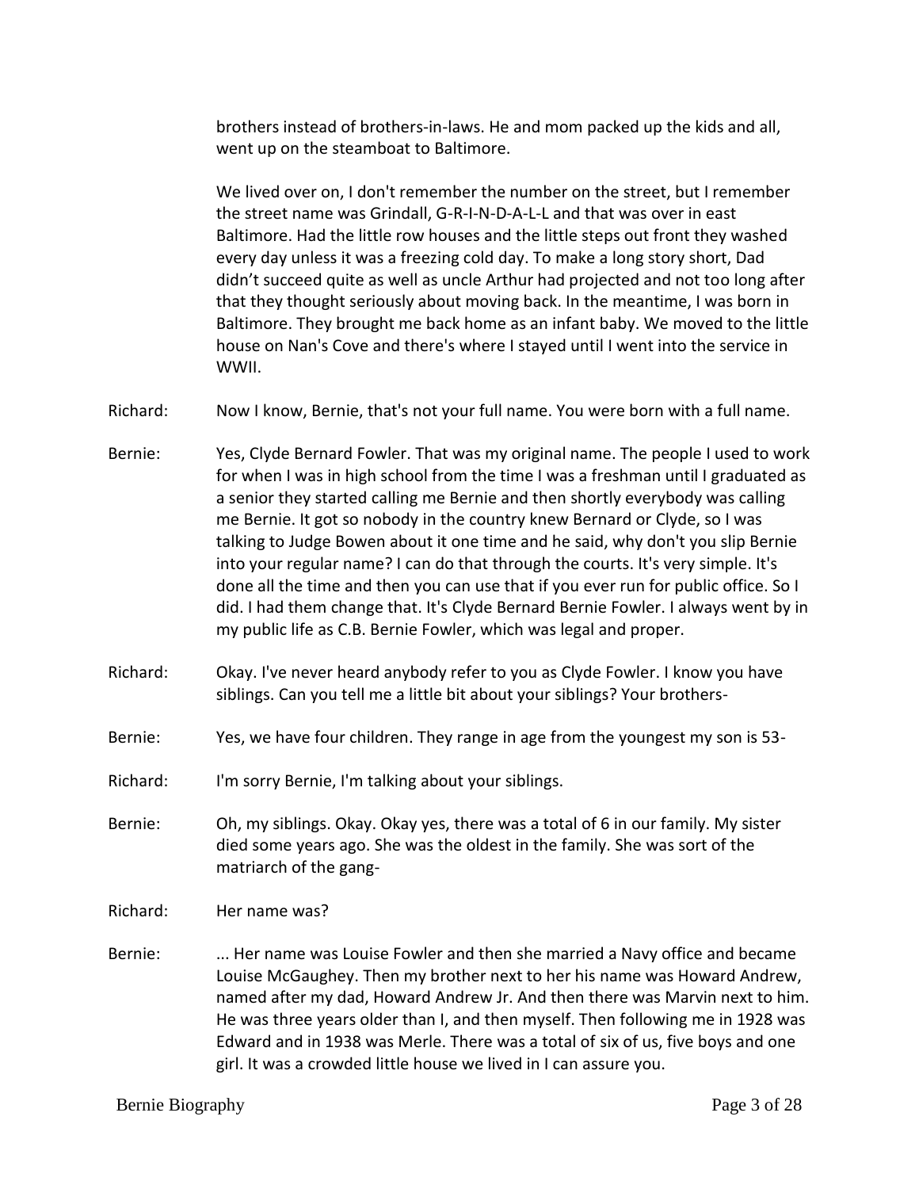brothers instead of brothers-in-laws. He and mom packed up the kids and all, went up on the steamboat to Baltimore.

We lived over on, I don't remember the number on the street, but I remember the street name was Grindall, G-R-I-N-D-A-L-L and that was over in east Baltimore. Had the little row houses and the little steps out front they washed every day unless it was a freezing cold day. To make a long story short, Dad didn't succeed quite as well as uncle Arthur had projected and not too long after that they thought seriously about moving back. In the meantime, I was born in Baltimore. They brought me back home as an infant baby. We moved to the little house on Nan's Cove and there's where I stayed until I went into the service in WWII.

Richard: Now I know, Bernie, that's not your full name. You were born with a full name.

Bernie: Yes, Clyde Bernard Fowler. That was my original name. The people I used to work for when I was in high school from the time I was a freshman until I graduated as a senior they started calling me Bernie and then shortly everybody was calling me Bernie. It got so nobody in the country knew Bernard or Clyde, so I was talking to Judge Bowen about it one time and he said, why don't you slip Bernie into your regular name? I can do that through the courts. It's very simple. It's done all the time and then you can use that if you ever run for public office. So I did. I had them change that. It's Clyde Bernard Bernie Fowler. I always went by in my public life as C.B. Bernie Fowler, which was legal and proper.

Richard: Okay. I've never heard anybody refer to you as Clyde Fowler. I know you have siblings. Can you tell me a little bit about your siblings? Your brothers-

Bernie: Yes, we have four children. They range in age from the youngest my son is 53-

Richard: I'm sorry Bernie, I'm talking about your siblings.

Bernie: Oh, my siblings. Okay. Okay yes, there was a total of 6 in our family. My sister died some years ago. She was the oldest in the family. She was sort of the matriarch of the gang-

Richard: Her name was?

Bernie: ... Her name was Louise Fowler and then she married a Navy office and became Louise McGaughey. Then my brother next to her his name was Howard Andrew, named after my dad, Howard Andrew Jr. And then there was Marvin next to him. He was three years older than I, and then myself. Then following me in 1928 was Edward and in 1938 was Merle. There was a total of six of us, five boys and one girl. It was a crowded little house we lived in I can assure you.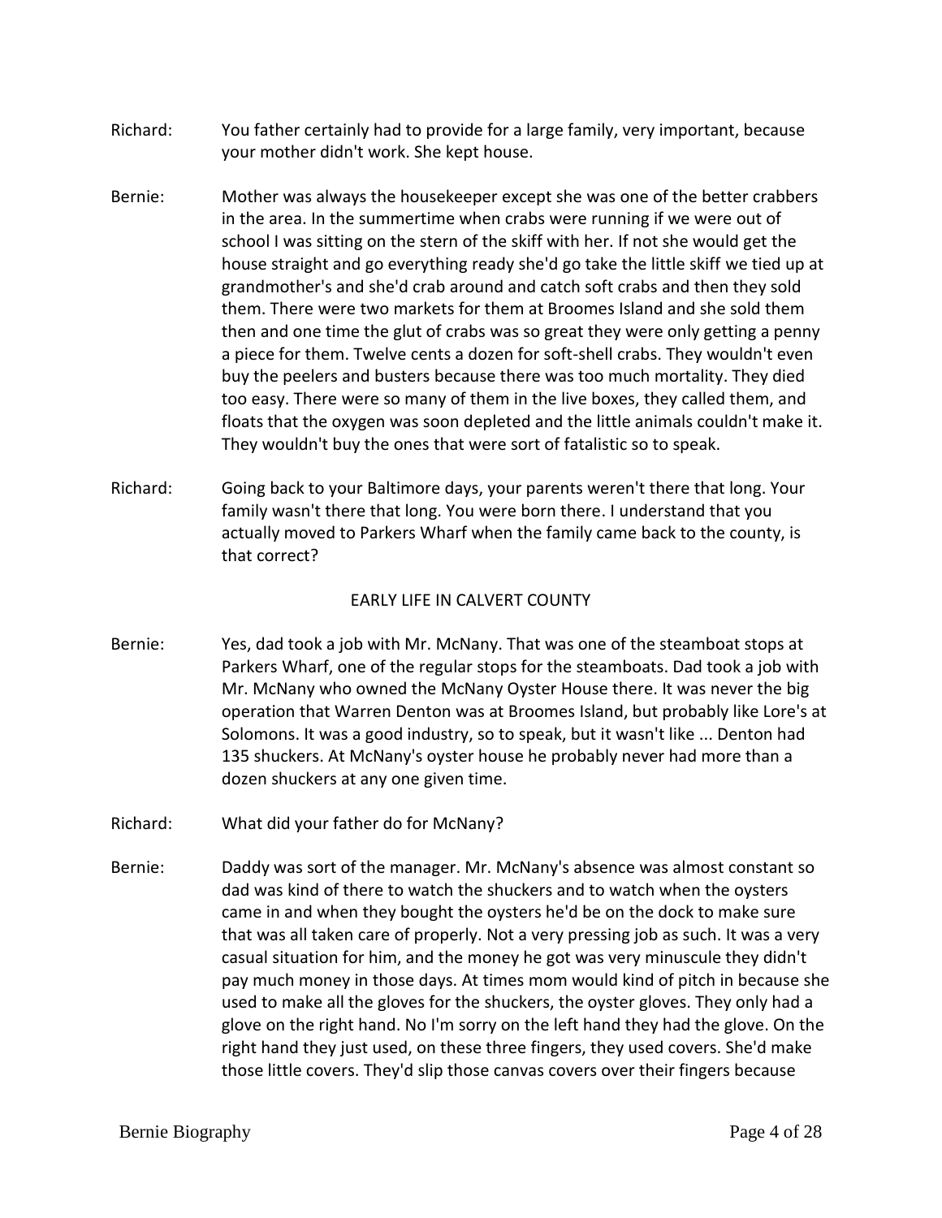Richard: You father certainly had to provide for a large family, very important, because your mother didn't work. She kept house.

Bernie: Mother was always the housekeeper except she was one of the better crabbers in the area. In the summertime when crabs were running if we were out of school I was sitting on the stern of the skiff with her. If not she would get the house straight and go everything ready she'd go take the little skiff we tied up at grandmother's and she'd crab around and catch soft crabs and then they sold them. There were two markets for them at Broomes Island and she sold them then and one time the glut of crabs was so great they were only getting a penny a piece for them. Twelve cents a dozen for soft-shell crabs. They wouldn't even buy the peelers and busters because there was too much mortality. They died too easy. There were so many of them in the live boxes, they called them, and floats that the oxygen was soon depleted and the little animals couldn't make it. They wouldn't buy the ones that were sort of fatalistic so to speak.

Richard: Going back to your Baltimore days, your parents weren't there that long. Your family wasn't there that long. You were born there. I understand that you actually moved to Parkers Wharf when the family came back to the county, is that correct?

## EARLY LIFE IN CALVERT COUNTY

Bernie: Yes, dad took a job with Mr. McNany. That was one of the steamboat stops at Parkers Wharf, one of the regular stops for the steamboats. Dad took a job with Mr. McNany who owned the McNany Oyster House there. It was never the big operation that Warren Denton was at Broomes Island, but probably like Lore's at Solomons. It was a good industry, so to speak, but it wasn't like ... Denton had 135 shuckers. At McNany's oyster house he probably never had more than a dozen shuckers at any one given time.

Richard: What did your father do for McNany?

Bernie: Daddy was sort of the manager. Mr. McNany's absence was almost constant so dad was kind of there to watch the shuckers and to watch when the oysters came in and when they bought the oysters he'd be on the dock to make sure that was all taken care of properly. Not a very pressing job as such. It was a very casual situation for him, and the money he got was very minuscule they didn't pay much money in those days. At times mom would kind of pitch in because she used to make all the gloves for the shuckers, the oyster gloves. They only had a glove on the right hand. No I'm sorry on the left hand they had the glove. On the right hand they just used, on these three fingers, they used covers. She'd make those little covers. They'd slip those canvas covers over their fingers because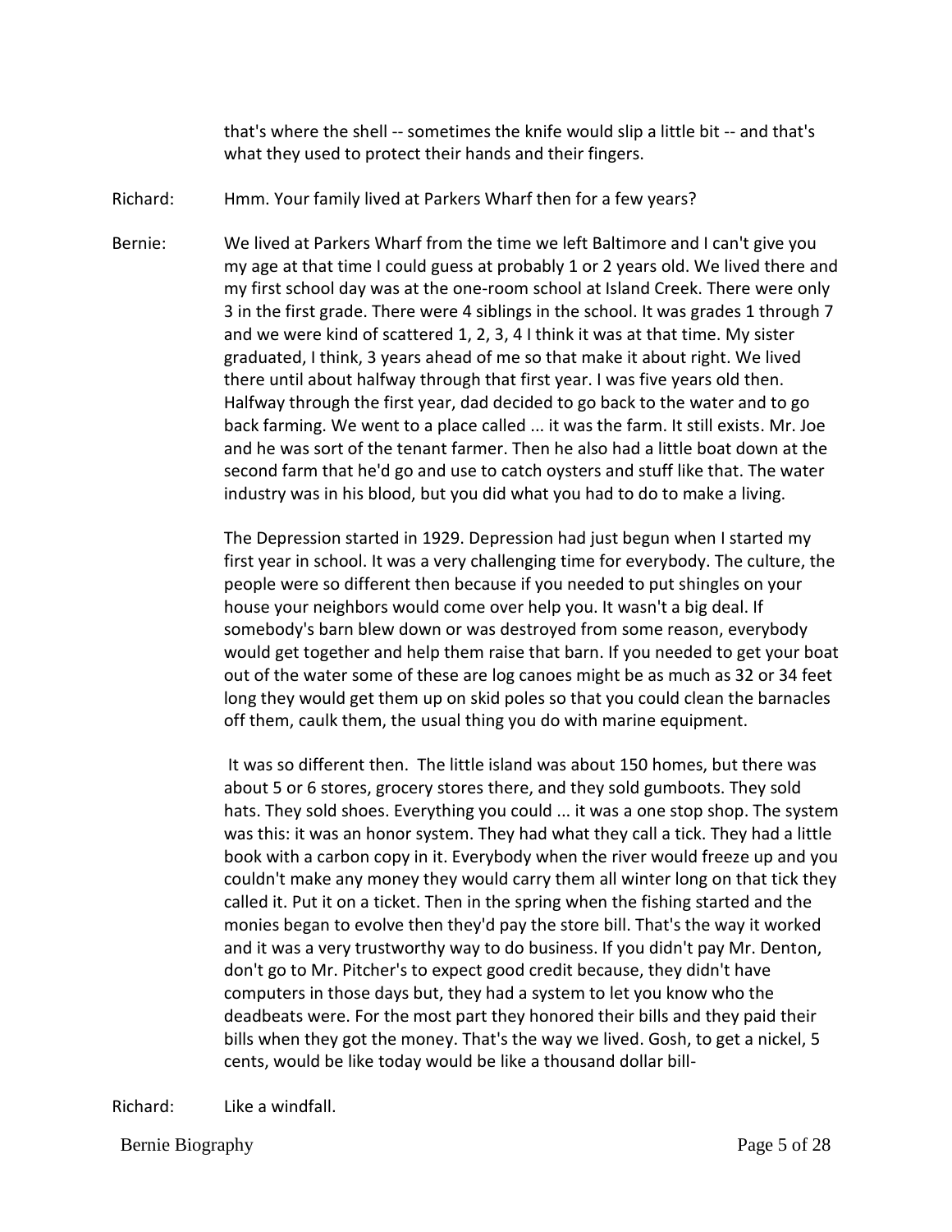that's where the shell -- sometimes the knife would slip a little bit -- and that's what they used to protect their hands and their fingers.

Richard: Hmm. Your family lived at Parkers Wharf then for a few years?

Bernie: We lived at Parkers Wharf from the time we left Baltimore and I can't give you my age at that time I could guess at probably 1 or 2 years old. We lived there and my first school day was at the one-room school at Island Creek. There were only 3 in the first grade. There were 4 siblings in the school. It was grades 1 through 7 and we were kind of scattered 1, 2, 3, 4 I think it was at that time. My sister graduated, I think, 3 years ahead of me so that make it about right. We lived there until about halfway through that first year. I was five years old then. Halfway through the first year, dad decided to go back to the water and to go back farming. We went to a place called ... it was the farm. It still exists. Mr. Joe and he was sort of the tenant farmer. Then he also had a little boat down at the second farm that he'd go and use to catch oysters and stuff like that. The water industry was in his blood, but you did what you had to do to make a living.

The Depression started in 1929. Depression had just begun when I started my first year in school. It was a very challenging time for everybody. The culture, the people were so different then because if you needed to put shingles on your house your neighbors would come over help you. It wasn't a big deal. If somebody's barn blew down or was destroyed from some reason, everybody would get together and help them raise that barn. If you needed to get your boat out of the water some of these are log canoes might be as much as 32 or 34 feet long they would get them up on skid poles so that you could clean the barnacles off them, caulk them, the usual thing you do with marine equipment.

It was so different then. The little island was about 150 homes, but there was about 5 or 6 stores, grocery stores there, and they sold gumboots. They sold hats. They sold shoes. Everything you could ... it was a one stop shop. The system was this: it was an honor system. They had what they call a tick. They had a little book with a carbon copy in it. Everybody when the river would freeze up and you couldn't make any money they would carry them all winter long on that tick they called it. Put it on a ticket. Then in the spring when the fishing started and the monies began to evolve then they'd pay the store bill. That's the way it worked and it was a very trustworthy way to do business. If you didn't pay Mr. Denton, don't go to Mr. Pitcher's to expect good credit because, they didn't have computers in those days but, they had a system to let you know who the deadbeats were. For the most part they honored their bills and they paid their bills when they got the money. That's the way we lived. Gosh, to get a nickel, 5 cents, would be like today would be like a thousand dollar bill-

Richard: Like a windfall.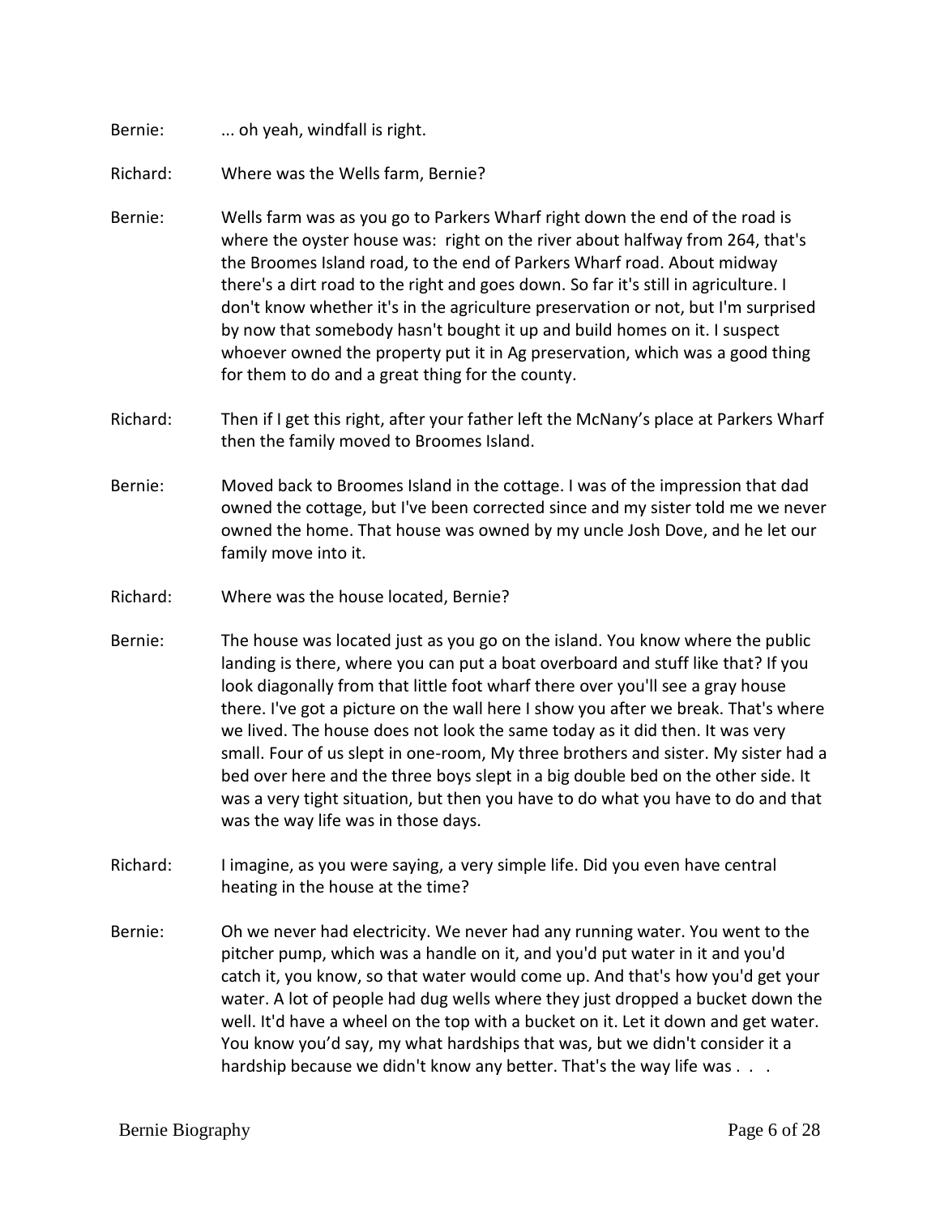Bernie: ... oh yeah, windfall is right.

Richard: Where was the Wells farm, Bernie?

Bernie: Wells farm was as you go to Parkers Wharf right down the end of the road is where the oyster house was: right on the river about halfway from 264, that's the Broomes Island road, to the end of Parkers Wharf road. About midway there's a dirt road to the right and goes down. So far it's still in agriculture. I don't know whether it's in the agriculture preservation or not, but I'm surprised by now that somebody hasn't bought it up and build homes on it. I suspect whoever owned the property put it in Ag preservation, which was a good thing for them to do and a great thing for the county.

Richard: Then if I get this right, after your father left the McNany's place at Parkers Wharf then the family moved to Broomes Island.

Bernie: Moved back to Broomes Island in the cottage. I was of the impression that dad owned the cottage, but I've been corrected since and my sister told me we never owned the home. That house was owned by my uncle Josh Dove, and he let our family move into it.

Richard: Where was the house located, Bernie?

Bernie: The house was located just as you go on the island. You know where the public landing is there, where you can put a boat overboard and stuff like that? If you look diagonally from that little foot wharf there over you'll see a gray house there. I've got a picture on the wall here I show you after we break. That's where we lived. The house does not look the same today as it did then. It was very small. Four of us slept in one-room, My three brothers and sister. My sister had a bed over here and the three boys slept in a big double bed on the other side. It was a very tight situation, but then you have to do what you have to do and that was the way life was in those days.

Richard: I imagine, as you were saying, a very simple life. Did you even have central heating in the house at the time?

Bernie: Oh we never had electricity. We never had any running water. You went to the pitcher pump, which was a handle on it, and you'd put water in it and you'd catch it, you know, so that water would come up. And that's how you'd get your water. A lot of people had dug wells where they just dropped a bucket down the well. It'd have a wheel on the top with a bucket on it. Let it down and get water. You know you'd say, my what hardships that was, but we didn't consider it a hardship because we didn't know any better. That's the way life was . . .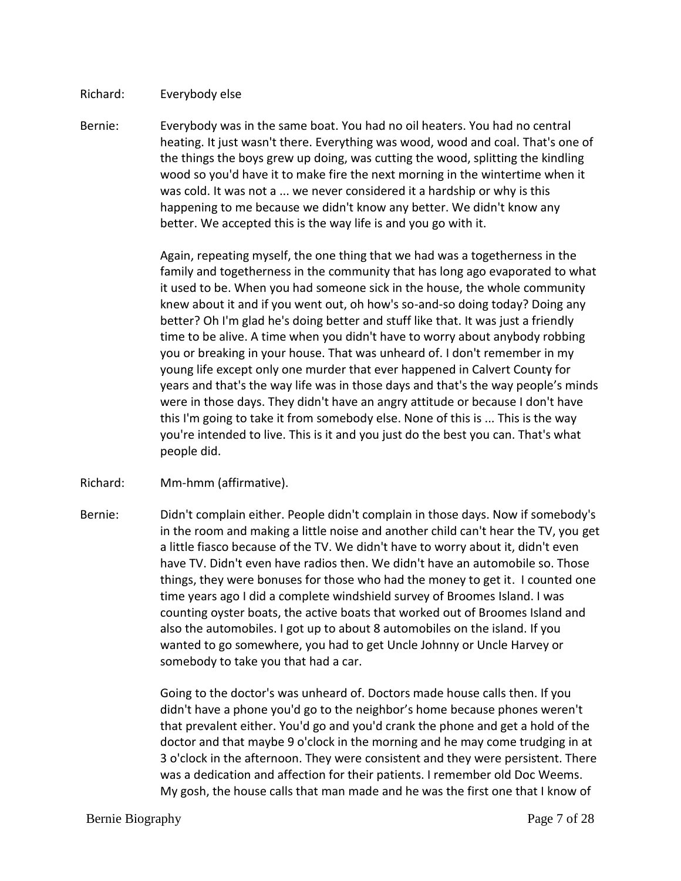Richard: Everybody else

Bernie: Everybody was in the same boat. You had no oil heaters. You had no central heating. It just wasn't there. Everything was wood, wood and coal. That's one of the things the boys grew up doing, was cutting the wood, splitting the kindling wood so you'd have it to make fire the next morning in the wintertime when it was cold. It was not a ... we never considered it a hardship or why is this happening to me because we didn't know any better. We didn't know any better. We accepted this is the way life is and you go with it.

Again, repeating myself, the one thing that we had was a togetherness in the family and togetherness in the community that has long ago evaporated to what it used to be. When you had someone sick in the house, the whole community knew about it and if you went out, oh how's so-and-so doing today? Doing any better? Oh I'm glad he's doing better and stuff like that. It was just a friendly time to be alive. A time when you didn't have to worry about anybody robbing you or breaking in your house. That was unheard of. I don't remember in my young life except only one murder that ever happened in Calvert County for years and that's the way life was in those days and that's the way people's minds were in those days. They didn't have an angry attitude or because I don't have this I'm going to take it from somebody else. None of this is ... This is the way you're intended to live. This is it and you just do the best you can. That's what people did.

Richard: Mm-hmm (affirmative).

Bernie: Didn't complain either. People didn't complain in those days. Now if somebody's in the room and making a little noise and another child can't hear the TV, you get a little fiasco because of the TV. We didn't have to worry about it, didn't even have TV. Didn't even have radios then. We didn't have an automobile so. Those things, they were bonuses for those who had the money to get it. I counted one time years ago I did a complete windshield survey of Broomes Island. I was counting oyster boats, the active boats that worked out of Broomes Island and also the automobiles. I got up to about 8 automobiles on the island. If you wanted to go somewhere, you had to get Uncle Johnny or Uncle Harvey or somebody to take you that had a car.

Going to the doctor's was unheard of. Doctors made house calls then. If you didn't have a phone you'd go to the neighbor's home because phones weren't that prevalent either. You'd go and you'd crank the phone and get a hold of the doctor and that maybe 9 o'clock in the morning and he may come trudging in at 3 o'clock in the afternoon. They were consistent and they were persistent. There was a dedication and affection for their patients. I remember old Doc Weems. My gosh, the house calls that man made and he was the first one that I know of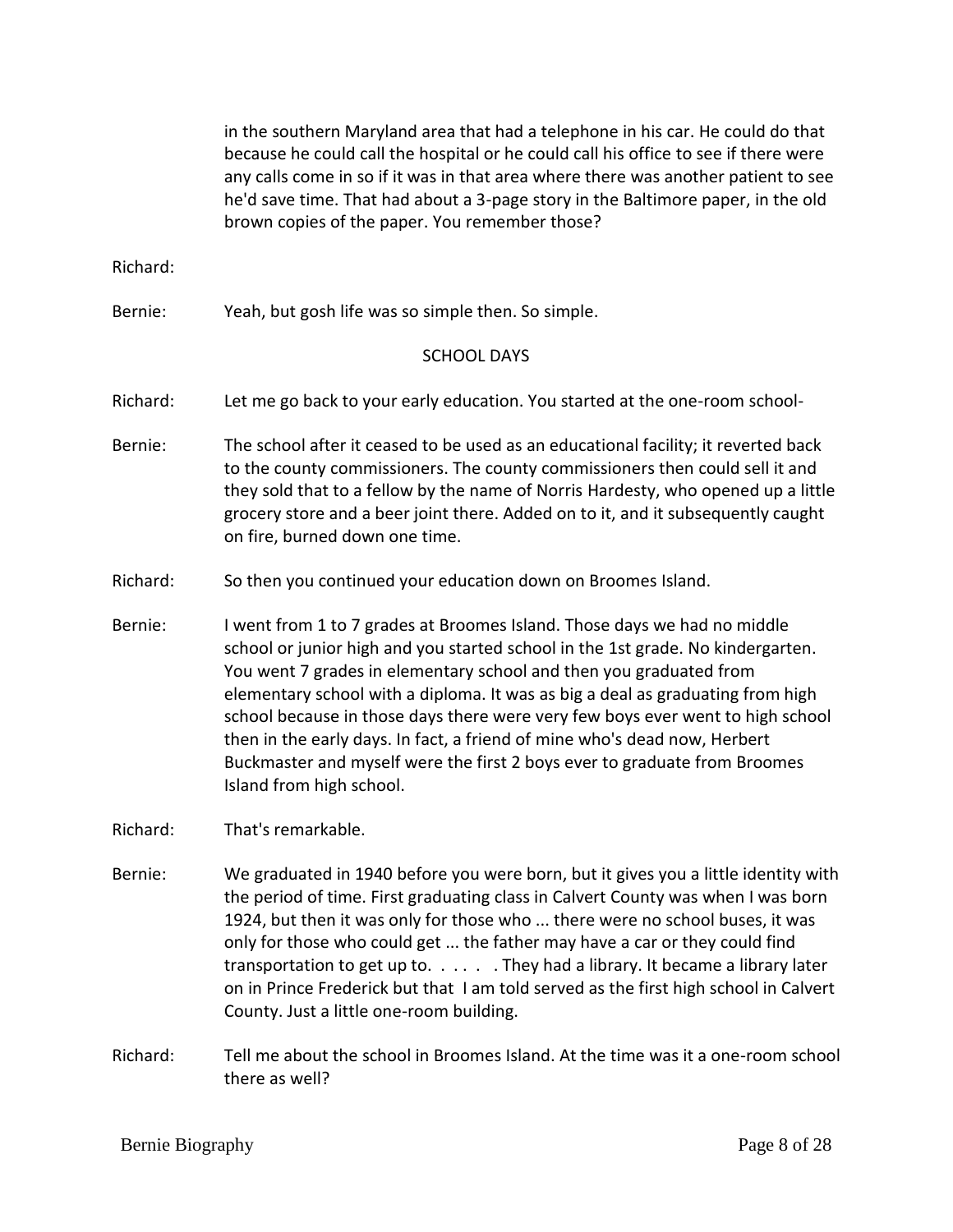in the southern Maryland area that had a telephone in his car. He could do that because he could call the hospital or he could call his office to see if there were any calls come in so if it was in that area where there was another patient to see he'd save time. That had about a 3-page story in the Baltimore paper, in the old brown copies of the paper. You remember those?

Richard:

Bernie: Yeah, but gosh life was so simple then. So simple.

## SCHOOL DAYS

Richard: Let me go back to your early education. You started at the one-room school-

Bernie: The school after it ceased to be used as an educational facility; it reverted back to the county commissioners. The county commissioners then could sell it and they sold that to a fellow by the name of Norris Hardesty, who opened up a little grocery store and a beer joint there. Added on to it, and it subsequently caught on fire, burned down one time.

Richard: So then you continued your education down on Broomes Island.

Bernie: I went from 1 to 7 grades at Broomes Island. Those days we had no middle school or junior high and you started school in the 1st grade. No kindergarten. You went 7 grades in elementary school and then you graduated from elementary school with a diploma. It was as big a deal as graduating from high school because in those days there were very few boys ever went to high school then in the early days. In fact, a friend of mine who's dead now, Herbert Buckmaster and myself were the first 2 boys ever to graduate from Broomes Island from high school.

Richard: That's remarkable.

Bernie: We graduated in 1940 before you were born, but it gives you a little identity with the period of time. First graduating class in Calvert County was when I was born 1924, but then it was only for those who ... there were no school buses, it was only for those who could get ... the father may have a car or they could find transportation to get up to. . . . . . They had a library. It became a library later on in Prince Frederick but that I am told served as the first high school in Calvert County. Just a little one-room building.

Richard: Tell me about the school in Broomes Island. At the time was it a one-room school there as well?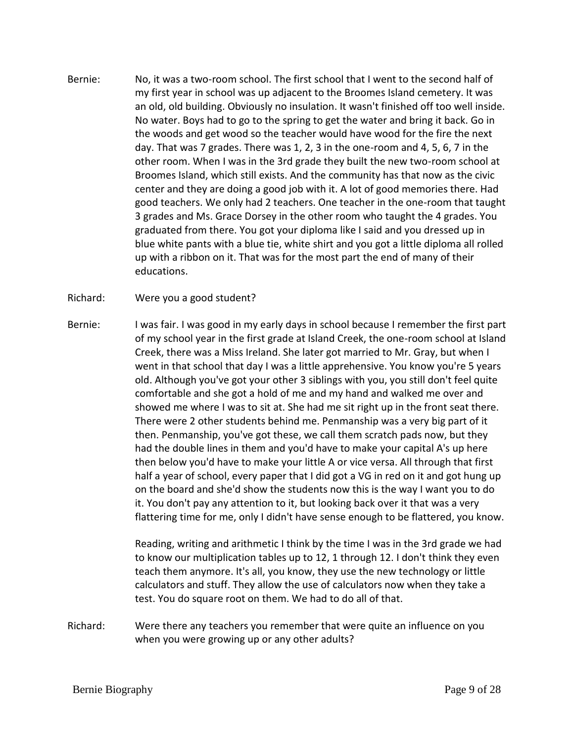Bernie: No, it was a two-room school. The first school that I went to the second half of my first year in school was up adjacent to the Broomes Island cemetery. It was an old, old building. Obviously no insulation. It wasn't finished off too well inside. No water. Boys had to go to the spring to get the water and bring it back. Go in the woods and get wood so the teacher would have wood for the fire the next day. That was 7 grades. There was 1, 2, 3 in the one-room and 4, 5, 6, 7 in the other room. When I was in the 3rd grade they built the new two-room school at Broomes Island, which still exists. And the community has that now as the civic center and they are doing a good job with it. A lot of good memories there. Had good teachers. We only had 2 teachers. One teacher in the one-room that taught 3 grades and Ms. Grace Dorsey in the other room who taught the 4 grades. You graduated from there. You got your diploma like I said and you dressed up in blue white pants with a blue tie, white shirt and you got a little diploma all rolled up with a ribbon on it. That was for the most part the end of many of their educations.

Richard: Were you a good student?

Bernie: I was fair. I was good in my early days in school because I remember the first part of my school year in the first grade at Island Creek, the one-room school at Island Creek, there was a Miss Ireland. She later got married to Mr. Gray, but when I went in that school that day I was a little apprehensive. You know you're 5 years old. Although you've got your other 3 siblings with you, you still don't feel quite comfortable and she got a hold of me and my hand and walked me over and showed me where I was to sit at. She had me sit right up in the front seat there. There were 2 other students behind me. Penmanship was a very big part of it then. Penmanship, you've got these, we call them scratch pads now, but they had the double lines in them and you'd have to make your capital A's up here then below you'd have to make your little A or vice versa. All through that first half a year of school, every paper that I did got a VG in red on it and got hung up on the board and she'd show the students now this is the way I want you to do it. You don't pay any attention to it, but looking back over it that was a very flattering time for me, only I didn't have sense enough to be flattered, you know.

Reading, writing and arithmetic I think by the time I was in the 3rd grade we had to know our multiplication tables up to 12, 1 through 12. I don't think they even teach them anymore. It's all, you know, they use the new technology or little calculators and stuff. They allow the use of calculators now when they take a test. You do square root on them. We had to do all of that.

Richard: Were there any teachers you remember that were quite an influence on you when you were growing up or any other adults?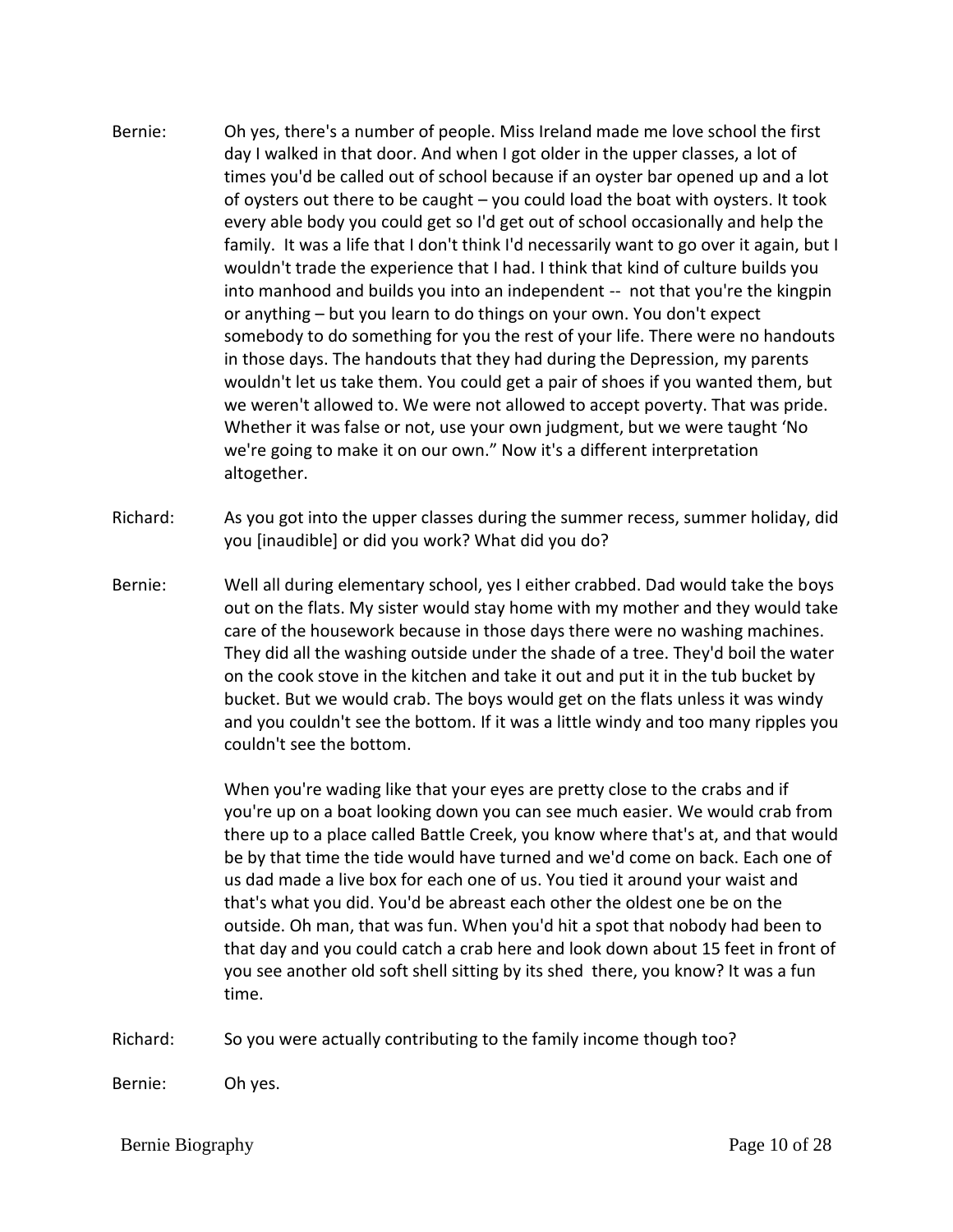Bernie: Oh yes, there's a number of people. Miss Ireland made me love school the first day I walked in that door. And when I got older in the upper classes, a lot of times you'd be called out of school because if an oyster bar opened up and a lot of oysters out there to be caught – you could load the boat with oysters. It took every able body you could get so I'd get out of school occasionally and help the family. It was a life that I don't think I'd necessarily want to go over it again, but I wouldn't trade the experience that I had. I think that kind of culture builds you into manhood and builds you into an independent -- not that you're the kingpin or anything – but you learn to do things on your own. You don't expect somebody to do something for you the rest of your life. There were no handouts in those days. The handouts that they had during the Depression, my parents wouldn't let us take them. You could get a pair of shoes if you wanted them, but we weren't allowed to. We were not allowed to accept poverty. That was pride. Whether it was false or not, use your own judgment, but we were taught 'No we're going to make it on our own." Now it's a different interpretation altogether.

Richard: As you got into the upper classes during the summer recess, summer holiday, did you [inaudible] or did you work? What did you do?

Bernie: Well all during elementary school, yes I either crabbed. Dad would take the boys out on the flats. My sister would stay home with my mother and they would take care of the housework because in those days there were no washing machines. They did all the washing outside under the shade of a tree. They'd boil the water on the cook stove in the kitchen and take it out and put it in the tub bucket by bucket. But we would crab. The boys would get on the flats unless it was windy and you couldn't see the bottom. If it was a little windy and too many ripples you couldn't see the bottom.

When you're wading like that your eyes are pretty close to the crabs and if you're up on a boat looking down you can see much easier. We would crab from there up to a place called Battle Creek, you know where that's at, and that would be by that time the tide would have turned and we'd come on back. Each one of us dad made a live box for each one of us. You tied it around your waist and that's what you did. You'd be abreast each other the oldest one be on the outside. Oh man, that was fun. When you'd hit a spot that nobody had been to that day and you could catch a crab here and look down about 15 feet in front of you see another old soft shell sitting by its shed there, you know? It was a fun time.

Richard: So you were actually contributing to the family income though too?

Bernie: Oh yes.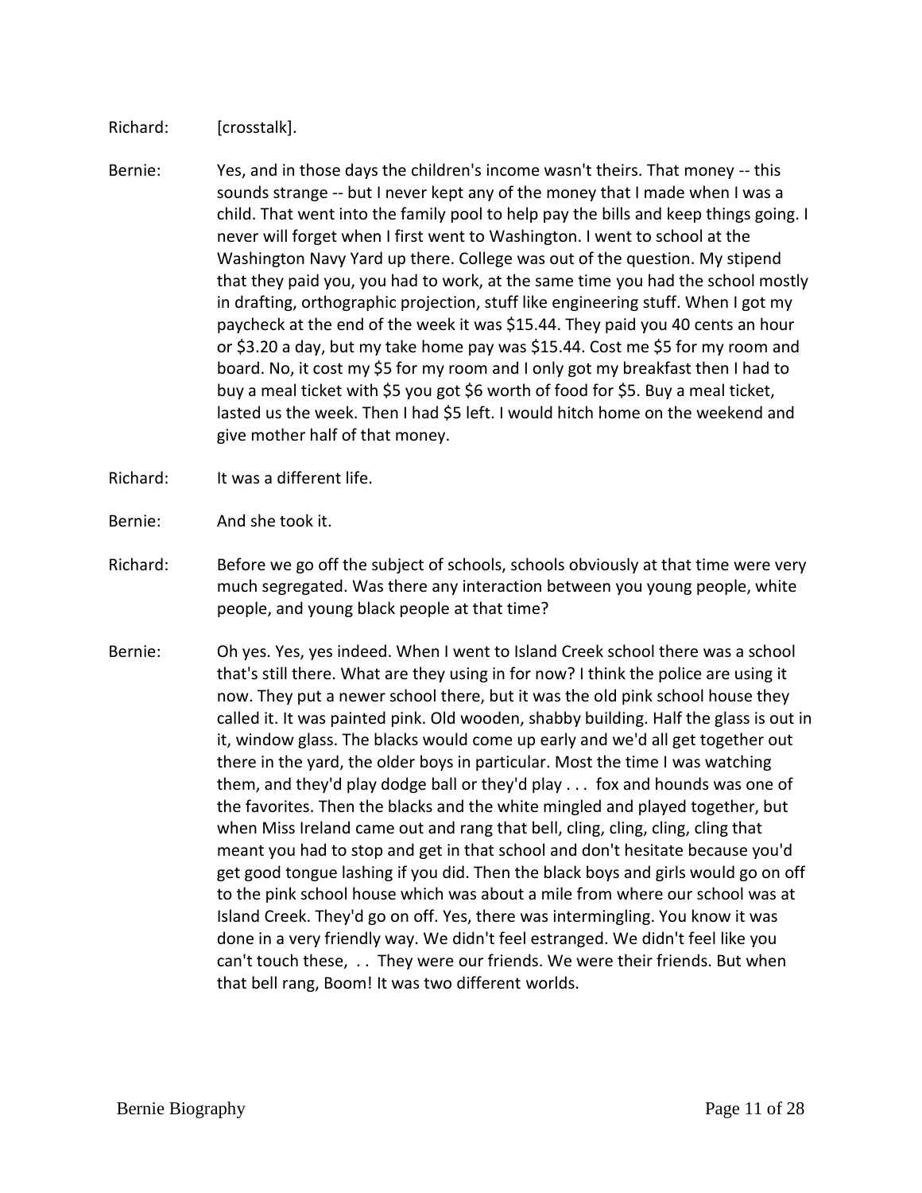Richard: [crosstalk].

Bernie: Yes, and in those days the children's income wasn't theirs. That money -- this sounds strange -- but I never kept any of the money that I made when I was a child. That went into the family pool to help pay the bills and keep things going. I never will forget when I first went to Washington. I went to school at the Washington Navy Yard up there. College was out of the question. My stipend that they paid you, you had to work, at the same time you had the school mostly in drafting, orthographic projection, stuff like engineering stuff. When I got my paycheck at the end of the week it was $15.44. They paid you 40 cents an hour or $3.20 a day, but my take home pay was $15.44. Cost me $5 for my room and board. No, it cost my $5 for my room and I only got my breakfast then I had to buy a meal ticket with $5 you got $6 worth of food for $5. Buy a meal ticket, lasted us the week. Then I had $5 left. I would hitch home on the weekend and give mother half of that money.

Richard: It was a different life.

Bernie: And she took it.

Richard: Before we go off the subject of schools, schools obviously at that time were very much segregated. Was there any interaction between you young people, white people, and young black people at that time?

Bernie: Oh yes. Yes, yes indeed. When I went to Island Creek school there was a school that's still there. What are they using in for now? I think the police are using it now. They put a newer school there, but it was the old pink school house they called it. It was painted pink. Old wooden, shabby building. Half the glass is out in it, window glass. The blacks would come up early and we'd all get together out there in the yard, the older boys in particular. Most the time I was watching them, and they'd play dodge ball or they'd play . . . fox and hounds was one of the favorites. Then the blacks and the white mingled and played together, but when Miss Ireland came out and rang that bell, cling, cling, cling, cling that meant you had to stop and get in that school and don't hesitate because you'd get good tongue lashing if you did. Then the black boys and girls would go on off to the pink school house which was about a mile from where our school was at Island Creek. They'd go on off. Yes, there was intermingling. You know it was done in a very friendly way. We didn't feel estranged. We didn't feel like you can't touch these, . . They were our friends. We were their friends. But when that bell rang, Boom! It was two different worlds.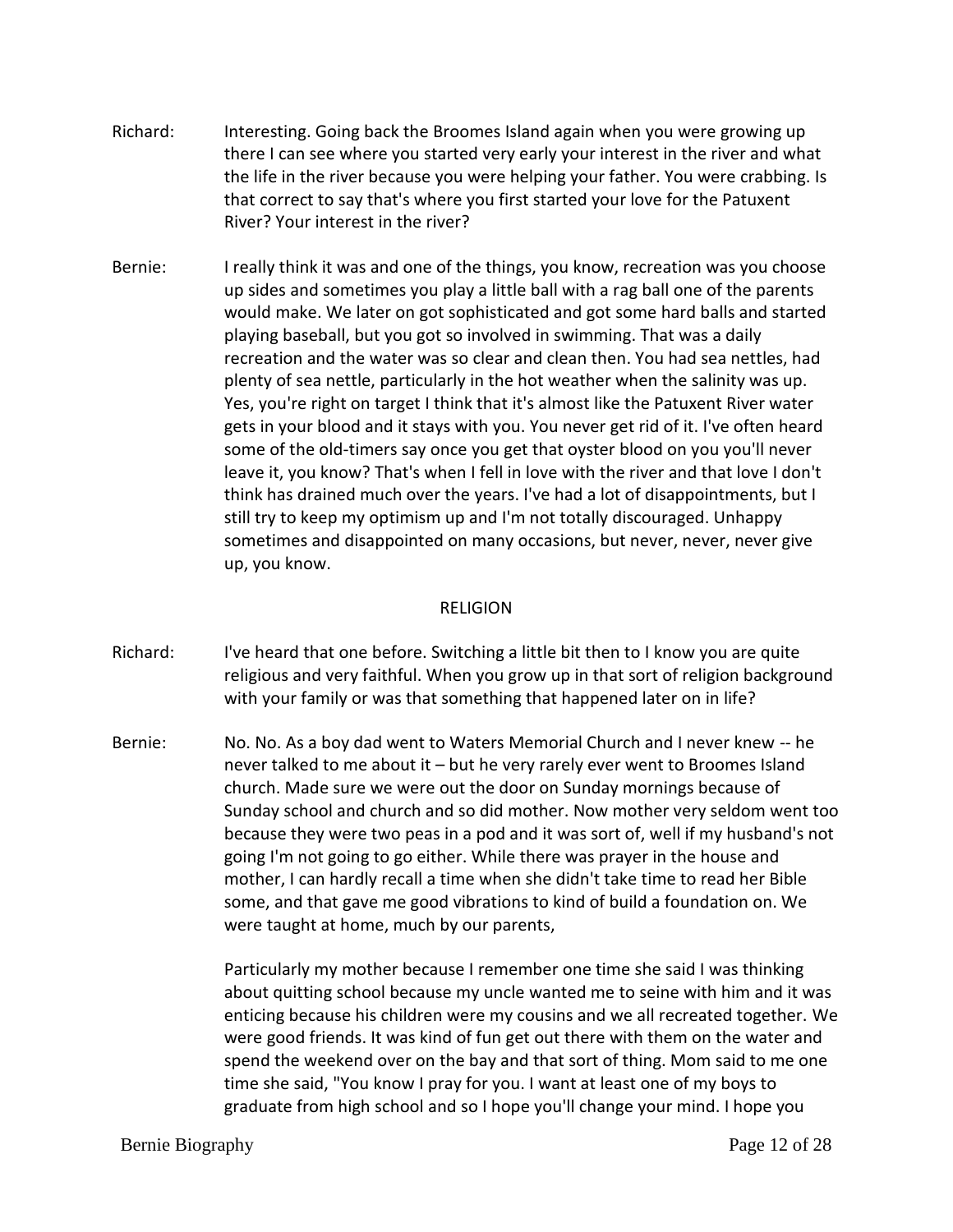Richard: Interesting. Going back the Broomes Island again when you were growing up there I can see where you started very early your interest in the river and what the life in the river because you were helping your father. You were crabbing. Is that correct to say that's where you first started your love for the Patuxent River? Your interest in the river?

Bernie: I really think it was and one of the things, you know, recreation was you choose up sides and sometimes you play a little ball with a rag ball one of the parents would make. We later on got sophisticated and got some hard balls and started playing baseball, but you got so involved in swimming. That was a daily recreation and the water was so clear and clean then. You had sea nettles, had plenty of sea nettle, particularly in the hot weather when the salinity was up. Yes, you're right on target I think that it's almost like the Patuxent River water gets in your blood and it stays with you. You never get rid of it. I've often heard some of the old-timers say once you get that oyster blood on you you'll never leave it, you know? That's when I fell in love with the river and that love I don't think has drained much over the years. I've had a lot of disappointments, but I still try to keep my optimism up and I'm not totally discouraged. Unhappy sometimes and disappointed on many occasions, but never, never, never give up, you know.

## RELIGION

Richard: I've heard that one before. Switching a little bit then to I know you are quite religious and very faithful. When you grow up in that sort of religion background with your family or was that something that happened later on in life?

Bernie: No. No. As a boy dad went to Waters Memorial Church and I never knew -- he never talked to me about it – but he very rarely ever went to Broomes Island church. Made sure we were out the door on Sunday mornings because of Sunday school and church and so did mother. Now mother very seldom went too because they were two peas in a pod and it was sort of, well if my husband's not going I'm not going to go either. While there was prayer in the house and mother, I can hardly recall a time when she didn't take time to read her Bible some, and that gave me good vibrations to kind of build a foundation on. We were taught at home, much by our parents,

Particularly my mother because I remember one time she said I was thinking about quitting school because my uncle wanted me to seine with him and it was enticing because his children were my cousins and we all recreated together. We were good friends. It was kind of fun get out there with them on the water and spend the weekend over on the bay and that sort of thing. Mom said to me one time she said, "You know I pray for you. I want at least one of my boys to graduate from high school and so I hope you'll change your mind. I hope you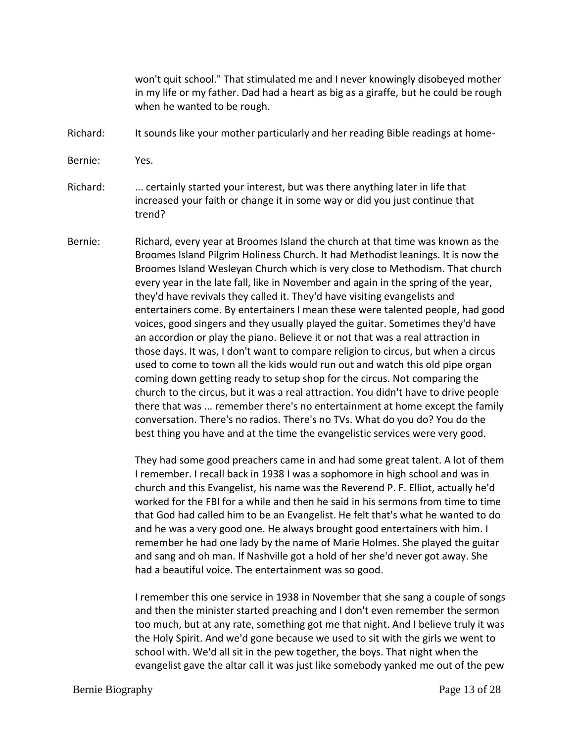won't quit school." That stimulated me and I never knowingly disobeyed mother in my life or my father. Dad had a heart as big as a giraffe, but he could be rough when he wanted to be rough.

Richard: It sounds like your mother particularly and her reading Bible readings at home-

Bernie: Yes.

Richard: ... certainly started your interest, but was there anything later in life that increased your faith or change it in some way or did you just continue that trend?

Bernie: Richard, every year at Broomes Island the church at that time was known as the Broomes Island Pilgrim Holiness Church. It had Methodist leanings. It is now the Broomes Island Wesleyan Church which is very close to Methodism. That church every year in the late fall, like in November and again in the spring of the year, they'd have revivals they called it. They'd have visiting evangelists and entertainers come. By entertainers I mean these were talented people, had good voices, good singers and they usually played the guitar. Sometimes they'd have an accordion or play the piano. Believe it or not that was a real attraction in those days. It was, I don't want to compare religion to circus, but when a circus used to come to town all the kids would run out and watch this old pipe organ coming down getting ready to setup shop for the circus. Not comparing the church to the circus, but it was a real attraction. You didn't have to drive people there that was ... remember there's no entertainment at home except the family conversation. There's no radios. There's no TVs. What do you do? You do the best thing you have and at the time the evangelistic services were very good.

They had some good preachers came in and had some great talent. A lot of them I remember. I recall back in 1938 I was a sophomore in high school and was in church and this Evangelist, his name was the Reverend P. F. Elliot, actually he'd worked for the FBI for a while and then he said in his sermons from time to time that God had called him to be an Evangelist. He felt that's what he wanted to do and he was a very good one. He always brought good entertainers with him. I remember he had one lady by the name of Marie Holmes. She played the guitar and sang and oh man. If Nashville got a hold of her she'd never got away. She had a beautiful voice. The entertainment was so good.

I remember this one service in 1938 in November that she sang a couple of songs and then the minister started preaching and I don't even remember the sermon too much, but at any rate, something got me that night. And I believe truly it was the Holy Spirit. And we'd gone because we used to sit with the girls we went to school with. We'd all sit in the pew together, the boys. That night when the evangelist gave the altar call it was just like somebody yanked me out of the pew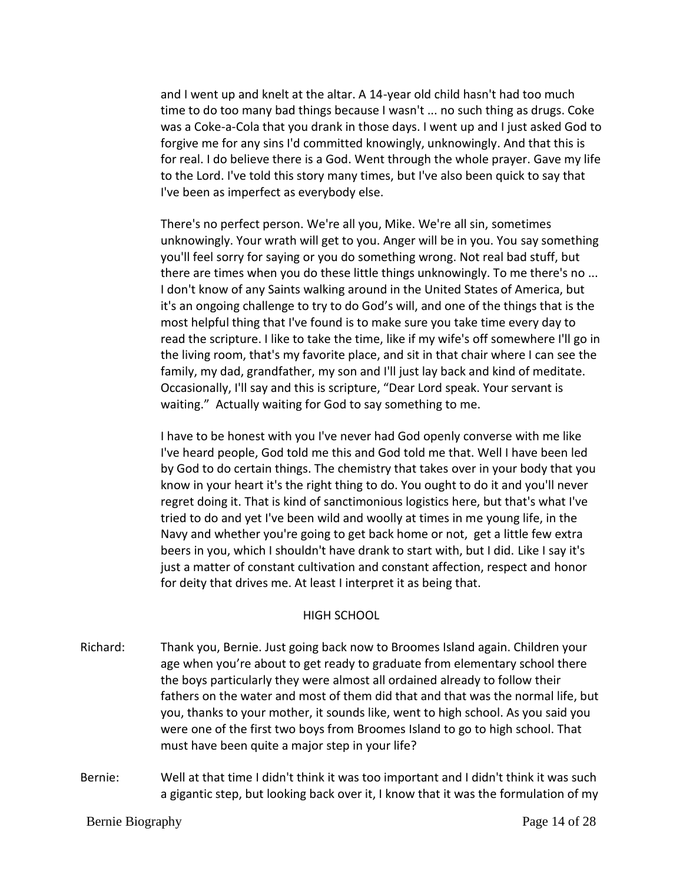and I went up and knelt at the altar. A 14-year old child hasn't had too much time to do too many bad things because I wasn't ... no such thing as drugs. Coke was a Coke-a-Cola that you drank in those days. I went up and I just asked God to forgive me for any sins I'd committed knowingly, unknowingly. And that this is for real. I do believe there is a God. Went through the whole prayer. Gave my life to the Lord. I've told this story many times, but I've also been quick to say that I've been as imperfect as everybody else.

There's no perfect person. We're all you, Mike. We're all sin, sometimes unknowingly. Your wrath will get to you. Anger will be in you. You say something you'll feel sorry for saying or you do something wrong. Not real bad stuff, but there are times when you do these little things unknowingly. To me there's no ... I don't know of any Saints walking around in the United States of America, but it's an ongoing challenge to try to do God's will, and one of the things that is the most helpful thing that I've found is to make sure you take time every day to read the scripture. I like to take the time, like if my wife's off somewhere I'll go in the living room, that's my favorite place, and sit in that chair where I can see the family, my dad, grandfather, my son and I'll just lay back and kind of meditate. Occasionally, I'll say and this is scripture, "Dear Lord speak. Your servant is waiting." Actually waiting for God to say something to me.

I have to be honest with you I've never had God openly converse with me like I've heard people, God told me this and God told me that. Well I have been led by God to do certain things. The chemistry that takes over in your body that you know in your heart it's the right thing to do. You ought to do it and you'll never regret doing it. That is kind of sanctimonious logistics here, but that's what I've tried to do and yet I've been wild and woolly at times in me young life, in the Navy and whether you're going to get back home or not, get a little few extra beers in you, which I shouldn't have drank to start with, but I did. Like I say it's just a matter of constant cultivation and constant affection, respect and honor for deity that drives me. At least I interpret it as being that.

## HIGH SCHOOL

Richard: Thank you, Bernie. Just going back now to Broomes Island again. Children your age when you're about to get ready to graduate from elementary school there the boys particularly they were almost all ordained already to follow their fathers on the water and most of them did that and that was the normal life, but you, thanks to your mother, it sounds like, went to high school. As you said you were one of the first two boys from Broomes Island to go to high school. That must have been quite a major step in your life?

Bernie: Well at that time I didn't think it was too important and I didn't think it was such a gigantic step, but looking back over it, I know that it was the formulation of my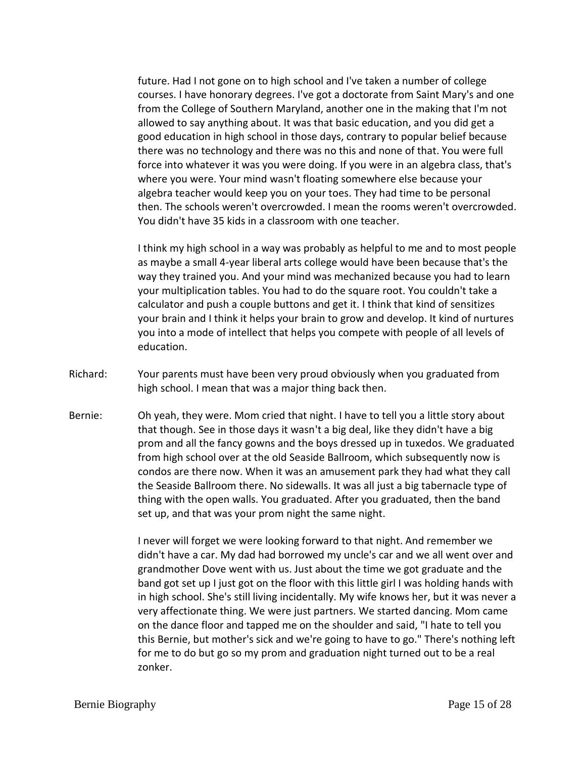future. Had I not gone on to high school and I've taken a number of college courses. I have honorary degrees. I've got a doctorate from Saint Mary's and one from the College of Southern Maryland, another one in the making that I'm not allowed to say anything about. It was that basic education, and you did get a good education in high school in those days, contrary to popular belief because there was no technology and there was no this and none of that. You were full force into whatever it was you were doing. If you were in an algebra class, that's where you were. Your mind wasn't floating somewhere else because your algebra teacher would keep you on your toes. They had time to be personal then. The schools weren't overcrowded. I mean the rooms weren't overcrowded. You didn't have 35 kids in a classroom with one teacher.

I think my high school in a way was probably as helpful to me and to most people as maybe a small 4-year liberal arts college would have been because that's the way they trained you. And your mind was mechanized because you had to learn your multiplication tables. You had to do the square root. You couldn't take a calculator and push a couple buttons and get it. I think that kind of sensitizes your brain and I think it helps your brain to grow and develop. It kind of nurtures you into a mode of intellect that helps you compete with people of all levels of education.

Richard: Your parents must have been very proud obviously when you graduated from high school. I mean that was a major thing back then.

Bernie: Oh yeah, they were. Mom cried that night. I have to tell you a little story about that though. See in those days it wasn't a big deal, like they didn't have a big prom and all the fancy gowns and the boys dressed up in tuxedos. We graduated from high school over at the old Seaside Ballroom, which subsequently now is condos are there now. When it was an amusement park they had what they call the Seaside Ballroom there. No sidewalls. It was all just a big tabernacle type of thing with the open walls. You graduated. After you graduated, then the band set up, and that was your prom night the same night.

I never will forget we were looking forward to that night. And remember we didn't have a car. My dad had borrowed my uncle's car and we all went over and grandmother Dove went with us. Just about the time we got graduate and the band got set up I just got on the floor with this little girl I was holding hands with in high school. She's still living incidentally. My wife knows her, but it was never a very affectionate thing. We were just partners. We started dancing. Mom came on the dance floor and tapped me on the shoulder and said, "I hate to tell you this Bernie, but mother's sick and we're going to have to go." There's nothing left for me to do but go so my prom and graduation night turned out to be a real zonker.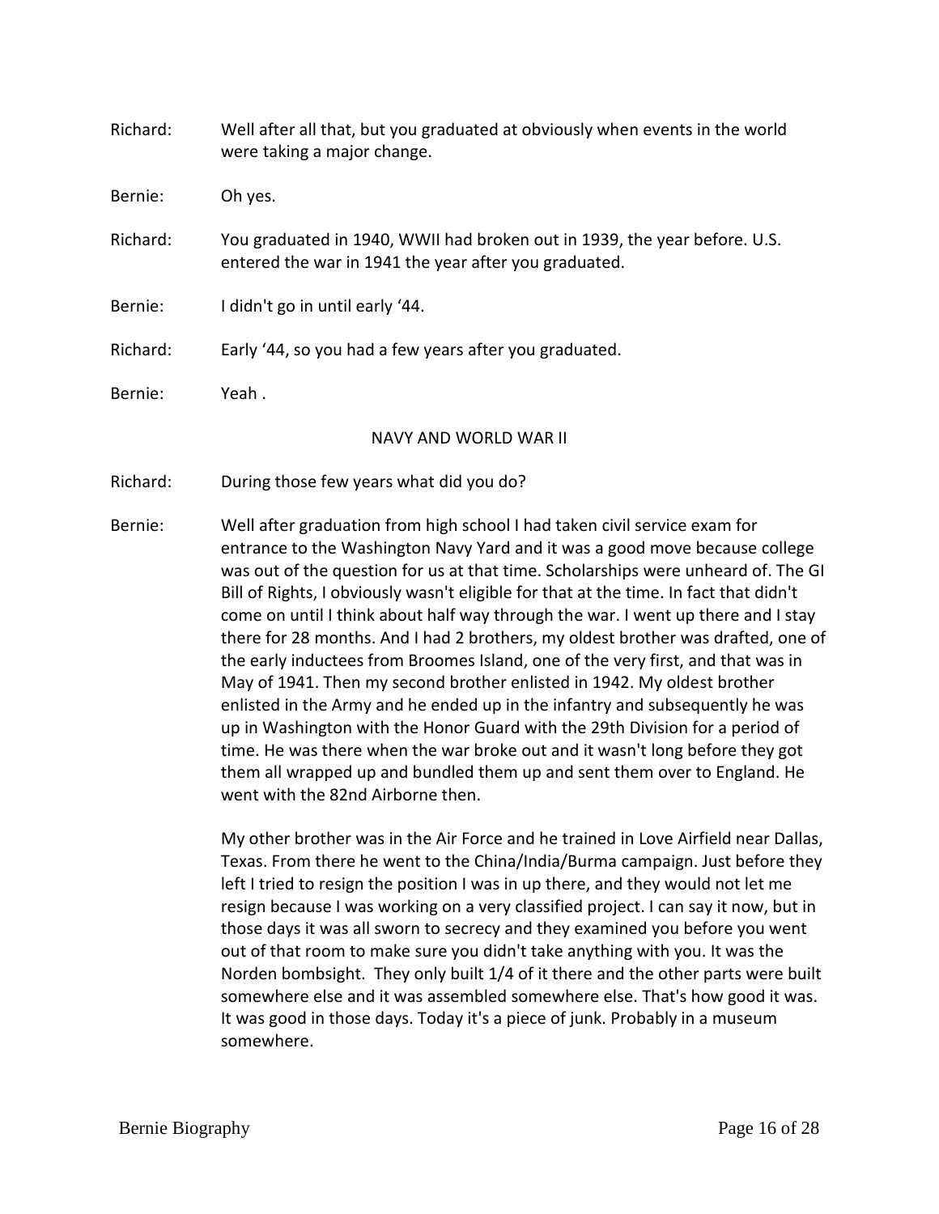Richard: Well after all that, but you graduated at obviously when events in the world were taking a major change.

Bernie: Oh yes.

Richard: You graduated in 1940, WWII had broken out in 1939, the year before. U.S. entered the war in 1941 the year after you graduated.

Bernie: I didn't go in until early '44.

Richard: Early '44, so you had a few years after you graduated.

Bernie: Yeah .

## NAVY AND WORLD WAR II

Richard: During those few years what did you do?

Bernie: Well after graduation from high school I had taken civil service exam for entrance to the Washington Navy Yard and it was a good move because college was out of the question for us at that time. Scholarships were unheard of. The GI Bill of Rights, I obviously wasn't eligible for that at the time. In fact that didn't come on until I think about half way through the war. I went up there and I stay there for 28 months. And I had 2 brothers, my oldest brother was drafted, one of the early inductees from Broomes Island, one of the very first, and that was in May of 1941. Then my second brother enlisted in 1942. My oldest brother enlisted in the Army and he ended up in the infantry and subsequently he was up in Washington with the Honor Guard with the 29th Division for a period of time. He was there when the war broke out and it wasn't long before they got them all wrapped up and bundled them up and sent them over to England. He went with the 82nd Airborne then.

My other brother was in the Air Force and he trained in Love Airfield near Dallas, Texas. From there he went to the China/India/Burma campaign. Just before they left I tried to resign the position I was in up there, and they would not let me resign because I was working on a very classified project. I can say it now, but in those days it was all sworn to secrecy and they examined you before you went out of that room to make sure you didn't take anything with you. It was the Norden bombsight. They only built 1/4 of it there and the other parts were built somewhere else and it was assembled somewhere else. That's how good it was. It was good in those days. Today it's a piece of junk. Probably in a museum somewhere.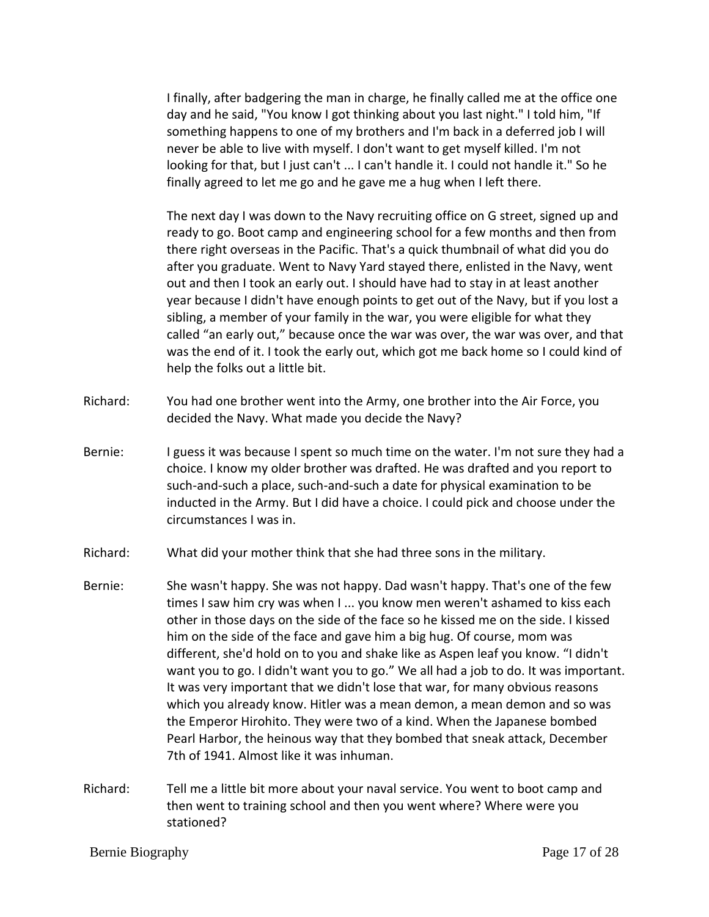I finally, after badgering the man in charge, he finally called me at the office one day and he said, "You know I got thinking about you last night." I told him, "If something happens to one of my brothers and I'm back in a deferred job I will never be able to live with myself. I don't want to get myself killed. I'm not looking for that, but I just can't ... I can't handle it. I could not handle it." So he finally agreed to let me go and he gave me a hug when I left there.

The next day I was down to the Navy recruiting office on G street, signed up and ready to go. Boot camp and engineering school for a few months and then from there right overseas in the Pacific. That's a quick thumbnail of what did you do after you graduate. Went to Navy Yard stayed there, enlisted in the Navy, went out and then I took an early out. I should have had to stay in at least another year because I didn't have enough points to get out of the Navy, but if you lost a sibling, a member of your family in the war, you were eligible for what they called "an early out," because once the war was over, the war was over, and that was the end of it. I took the early out, which got me back home so I could kind of help the folks out a little bit.

Richard: You had one brother went into the Army, one brother into the Air Force, you decided the Navy. What made you decide the Navy?

Bernie: I guess it was because I spent so much time on the water. I'm not sure they had a choice. I know my older brother was drafted. He was drafted and you report to such-and-such a place, such-and-such a date for physical examination to be inducted in the Army. But I did have a choice. I could pick and choose under the circumstances I was in.

Richard: What did your mother think that she had three sons in the military.

Bernie: She wasn't happy. She was not happy. Dad wasn't happy. That's one of the few times I saw him cry was when I ... you know men weren't ashamed to kiss each other in those days on the side of the face so he kissed me on the side. I kissed him on the side of the face and gave him a big hug. Of course, mom was different, she'd hold on to you and shake like as Aspen leaf you know. "I didn't want you to go. I didn't want you to go." We all had a job to do. It was important. It was very important that we didn't lose that war, for many obvious reasons which you already know. Hitler was a mean demon, a mean demon and so was the Emperor Hirohito. They were two of a kind. When the Japanese bombed Pearl Harbor, the heinous way that they bombed that sneak attack, December 7th of 1941. Almost like it was inhuman.

Richard: Tell me a little bit more about your naval service. You went to boot camp and then went to training school and then you went where? Where were you stationed?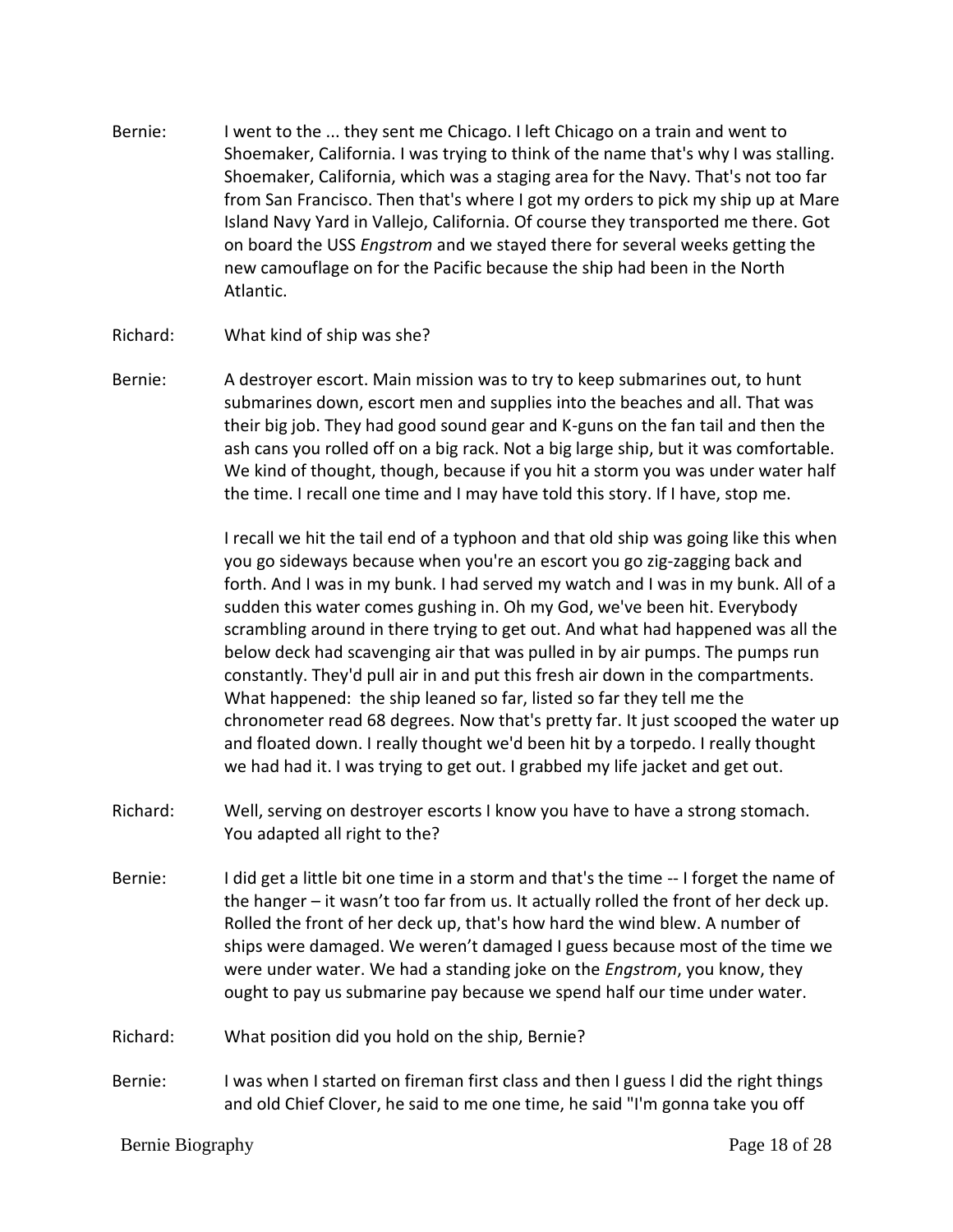Bernie: I went to the ... they sent me Chicago. I left Chicago on a train and went to Shoemaker, California. I was trying to think of the name that's why I was stalling. Shoemaker, California, which was a staging area for the Navy. That's not too far from San Francisco. Then that's where I got my orders to pick my ship up at Mare Island Navy Yard in Vallejo, California. Of course they transported me there. Got on board the USS *Engstrom* and we stayed there for several weeks getting the new camouflage on for the Pacific because the ship had been in the North Atlantic.

Richard: What kind of ship was she?

Bernie: A destroyer escort. Main mission was to try to keep submarines out, to hunt submarines down, escort men and supplies into the beaches and all. That was their big job. They had good sound gear and K-guns on the fan tail and then the ash cans you rolled off on a big rack. Not a big large ship, but it was comfortable. We kind of thought, though, because if you hit a storm you was under water half the time. I recall one time and I may have told this story. If I have, stop me.

I recall we hit the tail end of a typhoon and that old ship was going like this when you go sideways because when you're an escort you go zig-zagging back and forth. And I was in my bunk. I had served my watch and I was in my bunk. All of a sudden this water comes gushing in. Oh my God, we've been hit. Everybody scrambling around in there trying to get out. And what had happened was all the below deck had scavenging air that was pulled in by air pumps. The pumps run constantly. They'd pull air in and put this fresh air down in the compartments. What happened: the ship leaned so far, listed so far they tell me the chronometer read 68 degrees. Now that's pretty far. It just scooped the water up and floated down. I really thought we'd been hit by a torpedo. I really thought we had had it. I was trying to get out. I grabbed my life jacket and get out.

Richard: Well, serving on destroyer escorts I know you have to have a strong stomach. You adapted all right to the?

Bernie: I did get a little bit one time in a storm and that's the time -- I forget the name of the hanger – it wasn't too far from us. It actually rolled the front of her deck up. Rolled the front of her deck up, that's how hard the wind blew. A number of ships were damaged. We weren't damaged I guess because most of the time we were under water. We had a standing joke on the *Engstrom*, you know, they ought to pay us submarine pay because we spend half our time under water.

Richard: What position did you hold on the ship, Bernie?

Bernie: I was when I started on fireman first class and then I guess I did the right things and old Chief Clover, he said to me one time, he said "I'm gonna take you off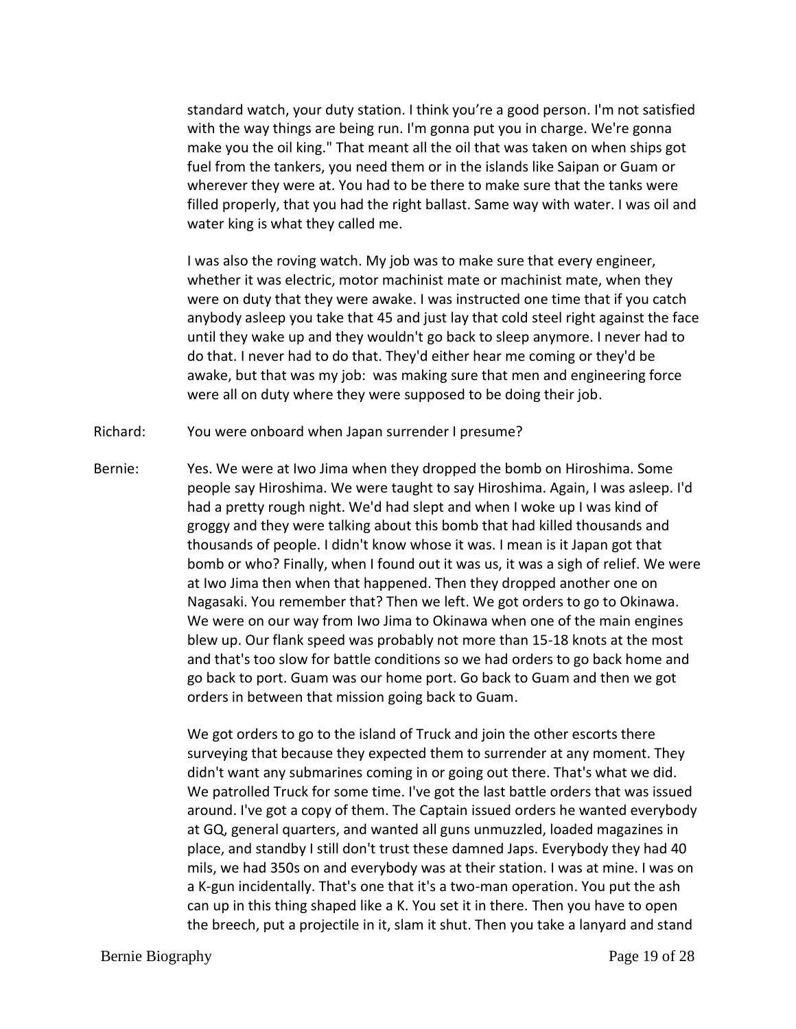standard watch, your duty station. I think you're a good person. I'm not satisfied with the way things are being run. I'm gonna put you in charge. We're gonna make you the oil king." That meant all the oil that was taken on when ships got fuel from the tankers, you need them or in the islands like Saipan or Guam or wherever they were at. You had to be there to make sure that the tanks were filled properly, that you had the right ballast. Same way with water. I was oil and water king is what they called me.

I was also the roving watch. My job was to make sure that every engineer, whether it was electric, motor machinist mate or machinist mate, when they were on duty that they were awake. I was instructed one time that if you catch anybody asleep you take that 45 and just lay that cold steel right against the face until they wake up and they wouldn't go back to sleep anymore. I never had to do that. I never had to do that. They'd either hear me coming or they'd be awake, but that was my job: was making sure that men and engineering force were all on duty where they were supposed to be doing their job.

Richard: You were onboard when Japan surrender I presume?

Bernie: Yes. We were at Iwo Jima when they dropped the bomb on Hiroshima. Some people say Hiroshima. We were taught to say Hiroshima. Again, I was asleep. I'd had a pretty rough night. We'd had slept and when I woke up I was kind of groggy and they were talking about this bomb that had killed thousands and thousands of people. I didn't know whose it was. I mean is it Japan got that bomb or who? Finally, when I found out it was us, it was a sigh of relief. We were at Iwo Jima then when that happened. Then they dropped another one on Nagasaki. You remember that? Then we left. We got orders to go to Okinawa. We were on our way from Iwo Jima to Okinawa when one of the main engines blew up. Our flank speed was probably not more than 15-18 knots at the most and that's too slow for battle conditions so we had orders to go back home and go back to port. Guam was our home port. Go back to Guam and then we got orders in between that mission going back to Guam.

We got orders to go to the island of Truck and join the other escorts there surveying that because they expected them to surrender at any moment. They didn't want any submarines coming in or going out there. That's what we did. We patrolled Truck for some time. I've got the last battle orders that was issued around. I've got a copy of them. The Captain issued orders he wanted everybody at GQ, general quarters, and wanted all guns unmuzzled, loaded magazines in place, and standby I still don't trust these damned Japs. Everybody they had 40 mils, we had 350s on and everybody was at their station. I was at mine. I was on a K-gun incidentally. That's one that it's a two-man operation. You put the ash can up in this thing shaped like a K. You set it in there. Then you have to open the breech, put a projectile in it, slam it shut. Then you take a lanyard and stand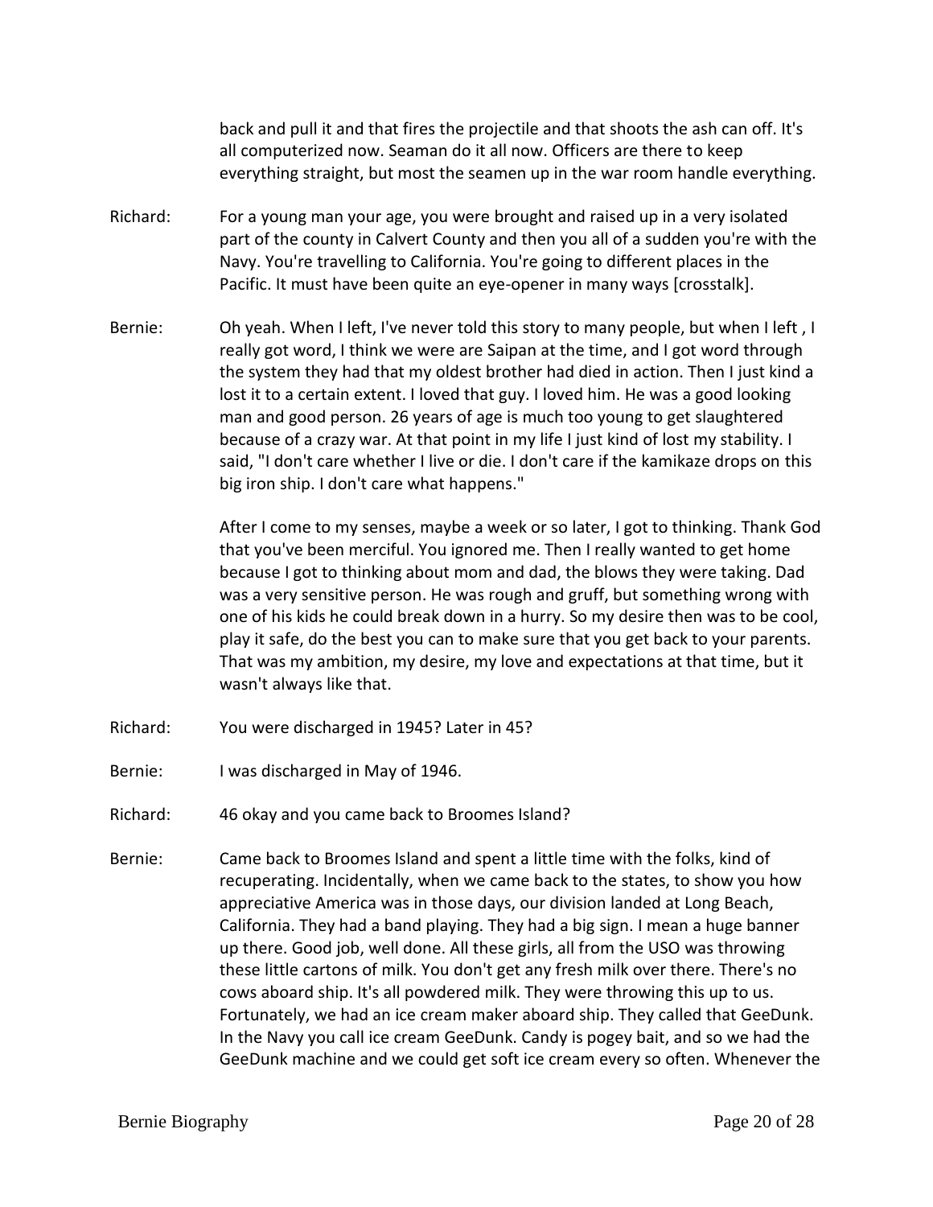back and pull it and that fires the projectile and that shoots the ash can off. It's all computerized now. Seaman do it all now. Officers are there to keep everything straight, but most the seamen up in the war room handle everything.

Richard: For a young man your age, you were brought and raised up in a very isolated part of the county in Calvert County and then you all of a sudden you're with the Navy. You're travelling to California. You're going to different places in the Pacific. It must have been quite an eye-opener in many ways [crosstalk].

Bernie: Oh yeah. When I left, I've never told this story to many people, but when I left , I really got word, I think we were are Saipan at the time, and I got word through the system they had that my oldest brother had died in action. Then I just kind a lost it to a certain extent. I loved that guy. I loved him. He was a good looking man and good person. 26 years of age is much too young to get slaughtered because of a crazy war. At that point in my life I just kind of lost my stability. I said, "I don't care whether I live or die. I don't care if the kamikaze drops on this big iron ship. I don't care what happens."

After I come to my senses, maybe a week or so later, I got to thinking. Thank God that you've been merciful. You ignored me. Then I really wanted to get home because I got to thinking about mom and dad, the blows they were taking. Dad was a very sensitive person. He was rough and gruff, but something wrong with one of his kids he could break down in a hurry. So my desire then was to be cool, play it safe, do the best you can to make sure that you get back to your parents. That was my ambition, my desire, my love and expectations at that time, but it wasn't always like that.

Richard: You were discharged in 1945? Later in 45?

Bernie: I was discharged in May of 1946.

Richard: 46 okay and you came back to Broomes Island?

Bernie: Came back to Broomes Island and spent a little time with the folks, kind of recuperating. Incidentally, when we came back to the states, to show you how appreciative America was in those days, our division landed at Long Beach, California. They had a band playing. They had a big sign. I mean a huge banner up there. Good job, well done. All these girls, all from the USO was throwing these little cartons of milk. You don't get any fresh milk over there. There's no cows aboard ship. It's all powdered milk. They were throwing this up to us. Fortunately, we had an ice cream maker aboard ship. They called that GeeDunk. In the Navy you call ice cream GeeDunk. Candy is pogey bait, and so we had the GeeDunk machine and we could get soft ice cream every so often. Whenever the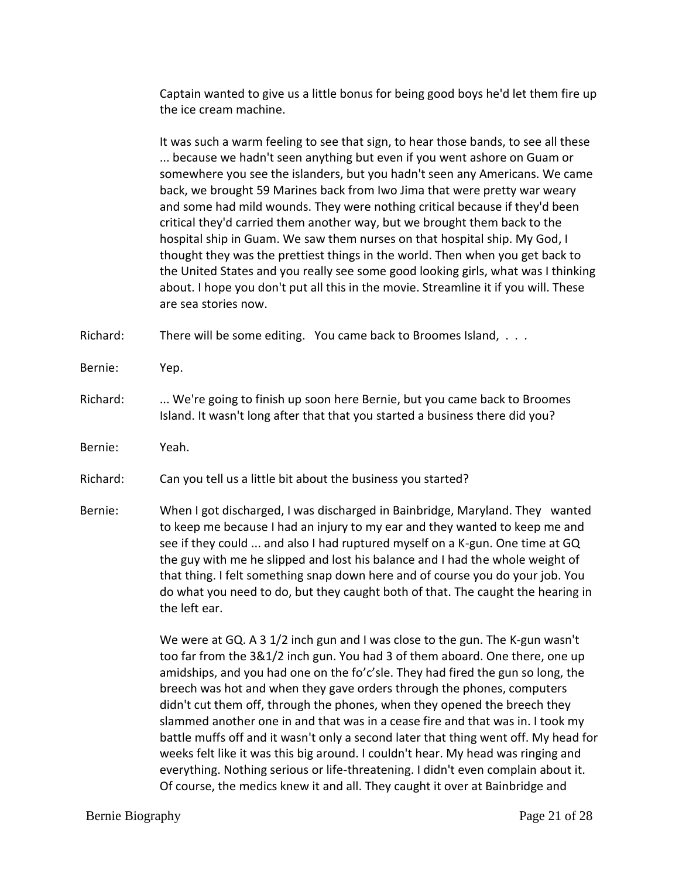Captain wanted to give us a little bonus for being good boys he'd let them fire up the ice cream machine.

It was such a warm feeling to see that sign, to hear those bands, to see all these ... because we hadn't seen anything but even if you went ashore on Guam or somewhere you see the islanders, but you hadn't seen any Americans. We came back, we brought 59 Marines back from Iwo Jima that were pretty war weary and some had mild wounds. They were nothing critical because if they'd been critical they'd carried them another way, but we brought them back to the hospital ship in Guam. We saw them nurses on that hospital ship. My God, I thought they was the prettiest things in the world. Then when you get back to the United States and you really see some good looking girls, what was I thinking about. I hope you don't put all this in the movie. Streamline it if you will. These are sea stories now.

Richard: There will be some editing. You came back to Broomes Island, . . .

Bernie: Yep.

Richard: ... We're going to finish up soon here Bernie, but you came back to Broomes Island. It wasn't long after that that you started a business there did you?

Bernie: Yeah.

Richard: Can you tell us a little bit about the business you started?

Bernie: When I got discharged, I was discharged in Bainbridge, Maryland. They wanted to keep me because I had an injury to my ear and they wanted to keep me and see if they could ... and also I had ruptured myself on a K-gun. One time at GQ the guy with me he slipped and lost his balance and I had the whole weight of that thing. I felt something snap down here and of course you do your job. You do what you need to do, but they caught both of that. The caught the hearing in the left ear.

We were at GQ. A 3 1/2 inch gun and I was close to the gun. The K-gun wasn't too far from the 3&1/2 inch gun. You had 3 of them aboard. One there, one up amidships, and you had one on the fo'c'sle. They had fired the gun so long, the breech was hot and when they gave orders through the phones, computers didn't cut them off, through the phones, when they opened the breech they slammed another one in and that was in a cease fire and that was in. I took my battle muffs off and it wasn't only a second later that thing went off. My head for weeks felt like it was this big around. I couldn't hear. My head was ringing and everything. Nothing serious or life-threatening. I didn't even complain about it. Of course, the medics knew it and all. They caught it over at Bainbridge and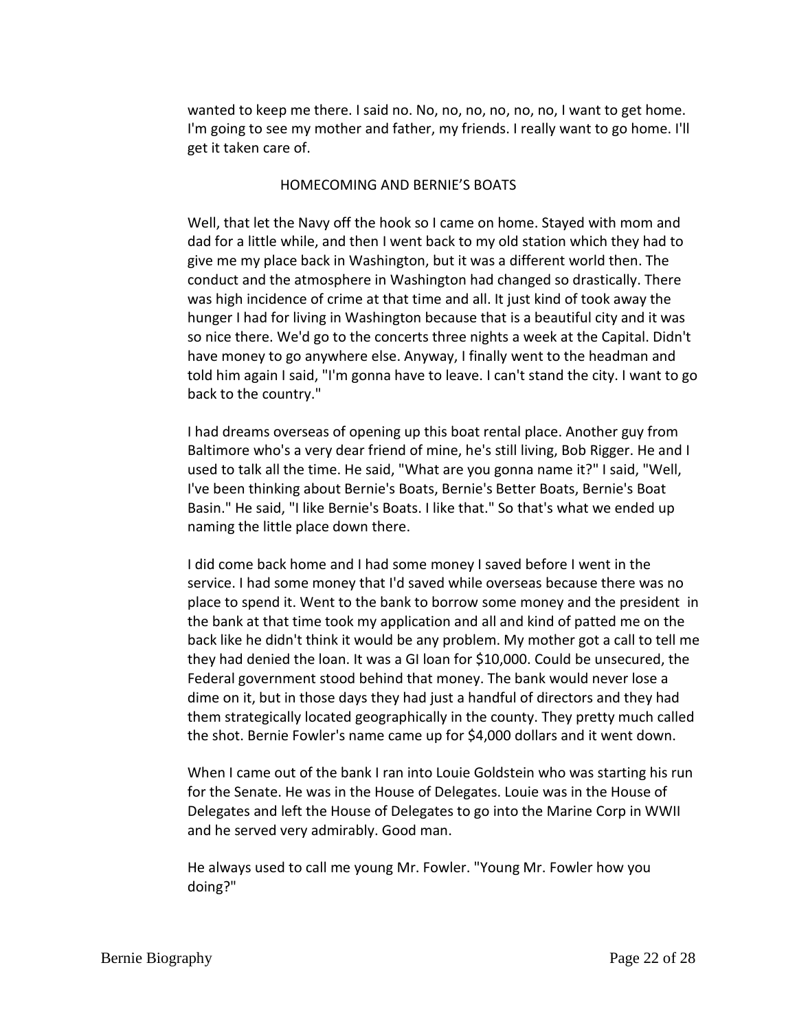wanted to keep me there. I said no. No, no, no, no, no, no, I want to get home. I'm going to see my mother and father, my friends. I really want to go home. I'll get it taken care of.

## HOMECOMING AND BERNIE'S BOATS

Well, that let the Navy off the hook so I came on home. Stayed with mom and dad for a little while, and then I went back to my old station which they had to give me my place back in Washington, but it was a different world then. The conduct and the atmosphere in Washington had changed so drastically. There was high incidence of crime at that time and all. It just kind of took away the hunger I had for living in Washington because that is a beautiful city and it was so nice there. We'd go to the concerts three nights a week at the Capital. Didn't have money to go anywhere else. Anyway, I finally went to the headman and told him again I said, "I'm gonna have to leave. I can't stand the city. I want to go back to the country."

I had dreams overseas of opening up this boat rental place. Another guy from Baltimore who's a very dear friend of mine, he's still living, Bob Rigger. He and I used to talk all the time. He said, "What are you gonna name it?" I said, "Well, I've been thinking about Bernie's Boats, Bernie's Better Boats, Bernie's Boat Basin." He said, "I like Bernie's Boats. I like that." So that's what we ended up naming the little place down there.

I did come back home and I had some money I saved before I went in the service. I had some money that I'd saved while overseas because there was no place to spend it. Went to the bank to borrow some money and the president in the bank at that time took my application and all and kind of patted me on the back like he didn't think it would be any problem. My mother got a call to tell me they had denied the loan. It was a GI loan for $10,000. Could be unsecured, the Federal government stood behind that money. The bank would never lose a dime on it, but in those days they had just a handful of directors and they had them strategically located geographically in the county. They pretty much called the shot. Bernie Fowler's name came up for $4,000 dollars and it went down.

When I came out of the bank I ran into Louie Goldstein who was starting his run for the Senate. He was in the House of Delegates. Louie was in the House of Delegates and left the House of Delegates to go into the Marine Corp in WWII and he served very admirably. Good man.

He always used to call me young Mr. Fowler. "Young Mr. Fowler how you doing?"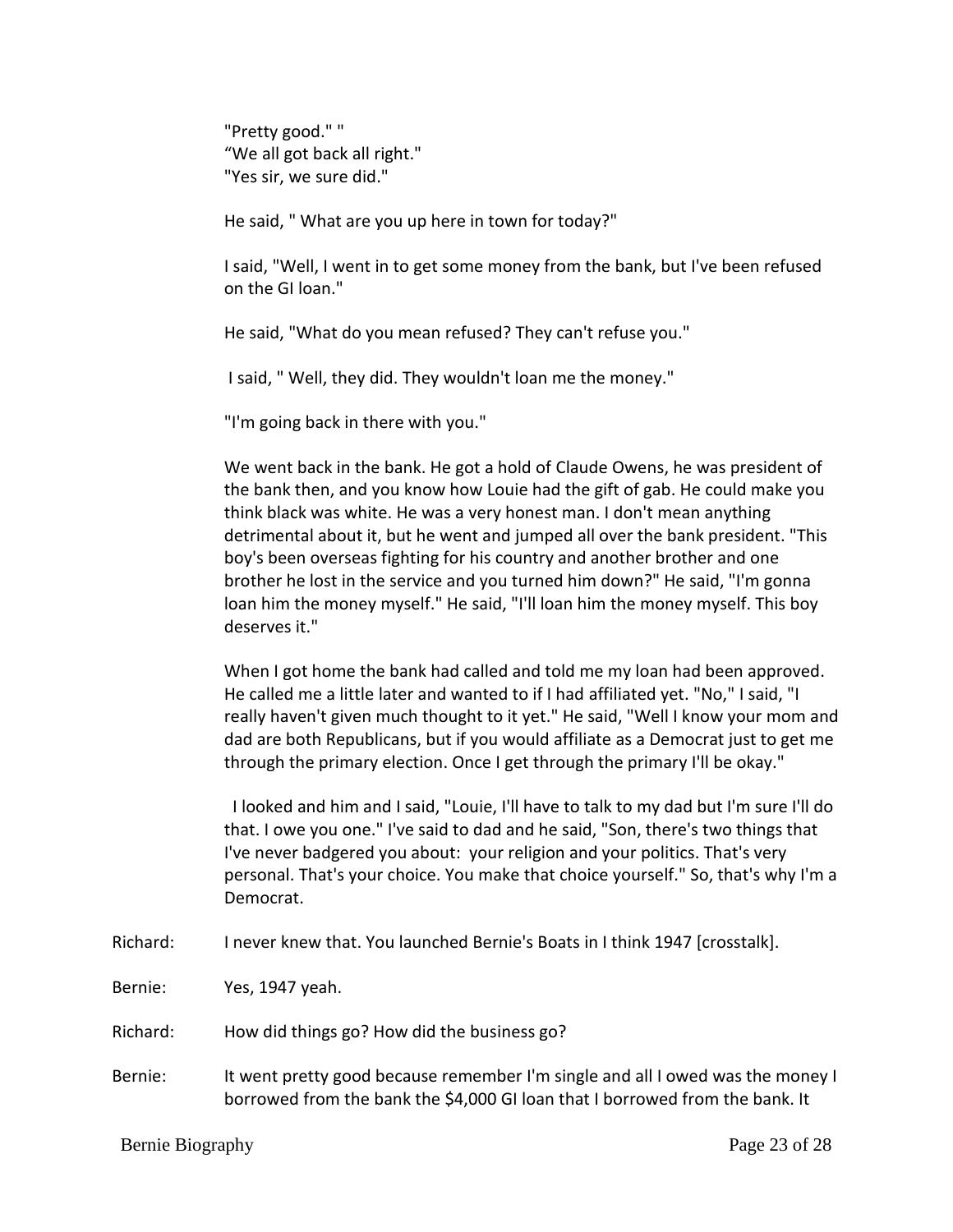"Pretty good." "
“We all got back all right."
"Yes sir, we sure did."

He said, " What are you up here in town for today?"

I said, "Well, I went in to get some money from the bank, but I've been refused on the GI loan."

He said, "What do you mean refused? They can't refuse you."

I said, " Well, they did. They wouldn't loan me the money."

"I'm going back in there with you."

We went back in the bank. He got a hold of Claude Owens, he was president of the bank then, and you know how Louie had the gift of gab. He could make you think black was white. He was a very honest man. I don't mean anything detrimental about it, but he went and jumped all over the bank president. "This boy's been overseas fighting for his country and another brother and one brother he lost in the service and you turned him down?" He said, "I'm gonna loan him the money myself." He said, "I'll loan him the money myself. This boy deserves it."

When I got home the bank had called and told me my loan had been approved. He called me a little later and wanted to if I had affiliated yet. "No," I said, "I really haven't given much thought to it yet." He said, "Well I know your mom and dad are both Republicans, but if you would affiliate as a Democrat just to get me through the primary election. Once I get through the primary I'll be okay."

I looked and him and I said, "Louie, I'll have to talk to my dad but I'm sure I'll do that. I owe you one." I've said to dad and he said, "Son, there's two things that I've never badgered you about: your religion and your politics. That's very personal. That's your choice. You make that choice yourself." So, that's why I'm a Democrat.

Richard: I never knew that. You launched Bernie's Boats in I think 1947 [crosstalk].

Bernie: Yes, 1947 yeah.

Richard: How did things go? How did the business go?

Bernie: It went pretty good because remember I'm single and all I owed was the money I borrowed from the bank the $4,000 GI loan that I borrowed from the bank. It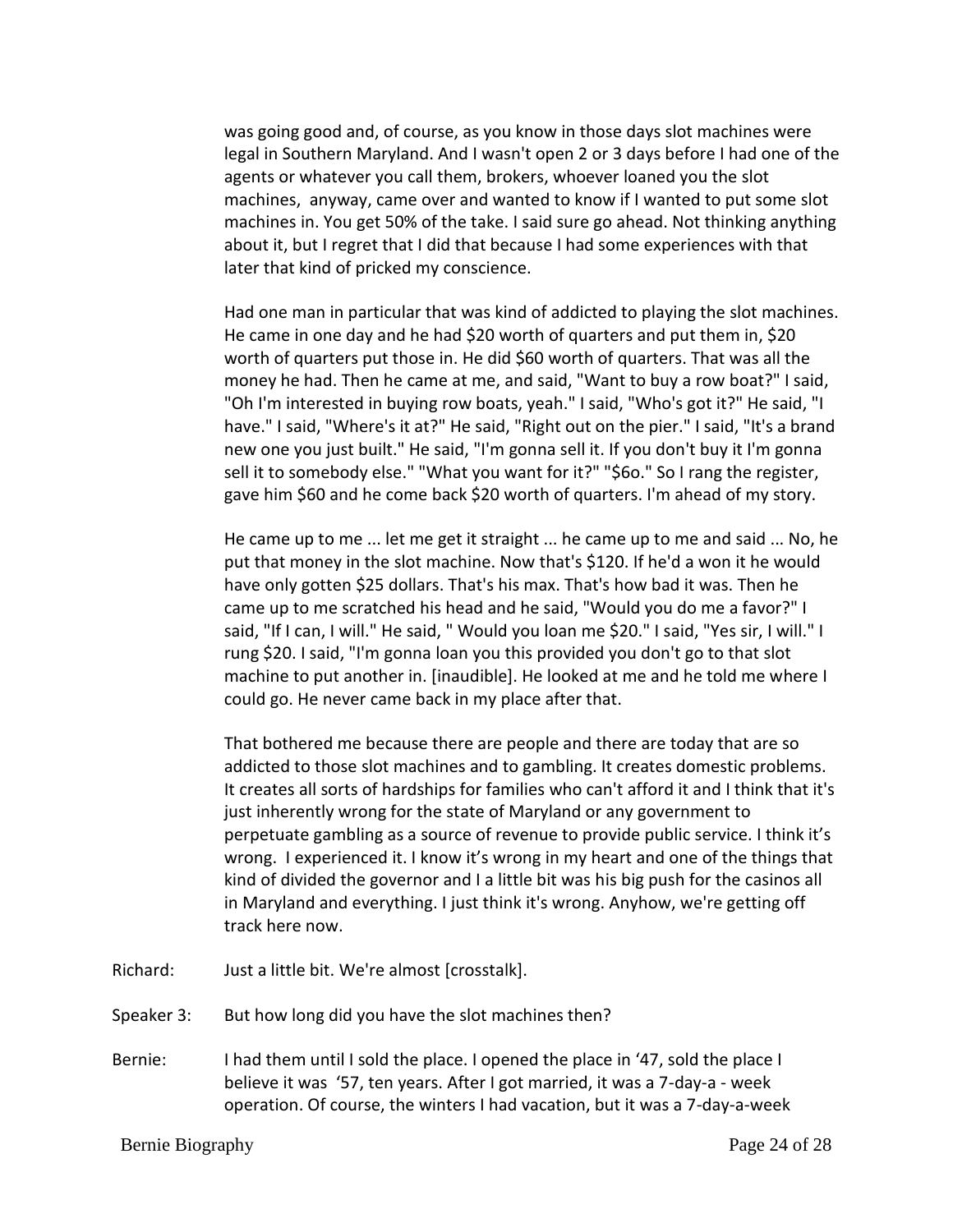was going good and, of course, as you know in those days slot machines were legal in Southern Maryland. And I wasn't open 2 or 3 days before I had one of the agents or whatever you call them, brokers, whoever loaned you the slot machines, anyway, came over and wanted to know if I wanted to put some slot machines in. You get 50% of the take. I said sure go ahead. Not thinking anything about it, but I regret that I did that because I had some experiences with that later that kind of pricked my conscience.

Had one man in particular that was kind of addicted to playing the slot machines. He came in one day and he had $20 worth of quarters and put them in, $20 worth of quarters put those in. He did $60 worth of quarters. That was all the money he had. Then he came at me, and said, "Want to buy a row boat?" I said, "Oh I'm interested in buying row boats, yeah." I said, "Who's got it?" He said, "I have." I said, "Where's it at?" He said, "Right out on the pier." I said, "It's a brand new one you just built." He said, "I'm gonna sell it. If you don't buy it I'm gonna sell it to somebody else." "What you want for it?" "$6o." So I rang the register, gave him $60 and he come back $20 worth of quarters. I'm ahead of my story.

He came up to me ... let me get it straight ... he came up to me and said ... No, he put that money in the slot machine. Now that's $120. If he'd a won it he would have only gotten $25 dollars. That's his max. That's how bad it was. Then he came up to me scratched his head and he said, "Would you do me a favor?" I said, "If I can, I will." He said, " Would you loan me $20." I said, "Yes sir, I will." I rung $20. I said, "I'm gonna loan you this provided you don't go to that slot machine to put another in. [inaudible]. He looked at me and he told me where I could go. He never came back in my place after that.

That bothered me because there are people and there are today that are so addicted to those slot machines and to gambling. It creates domestic problems. It creates all sorts of hardships for families who can't afford it and I think that it's just inherently wrong for the state of Maryland or any government to perpetuate gambling as a source of revenue to provide public service. I think it's wrong. I experienced it. I know it's wrong in my heart and one of the things that kind of divided the governor and I a little bit was his big push for the casinos all in Maryland and everything. I just think it's wrong. Anyhow, we're getting off track here now.

Richard: Just a little bit. We're almost [crosstalk].

Speaker 3: But how long did you have the slot machines then?

Bernie: I had them until I sold the place. I opened the place in '47, sold the place I believe it was '57, ten years. After I got married, it was a 7-day-a - week operation. Of course, the winters I had vacation, but it was a 7-day-a-week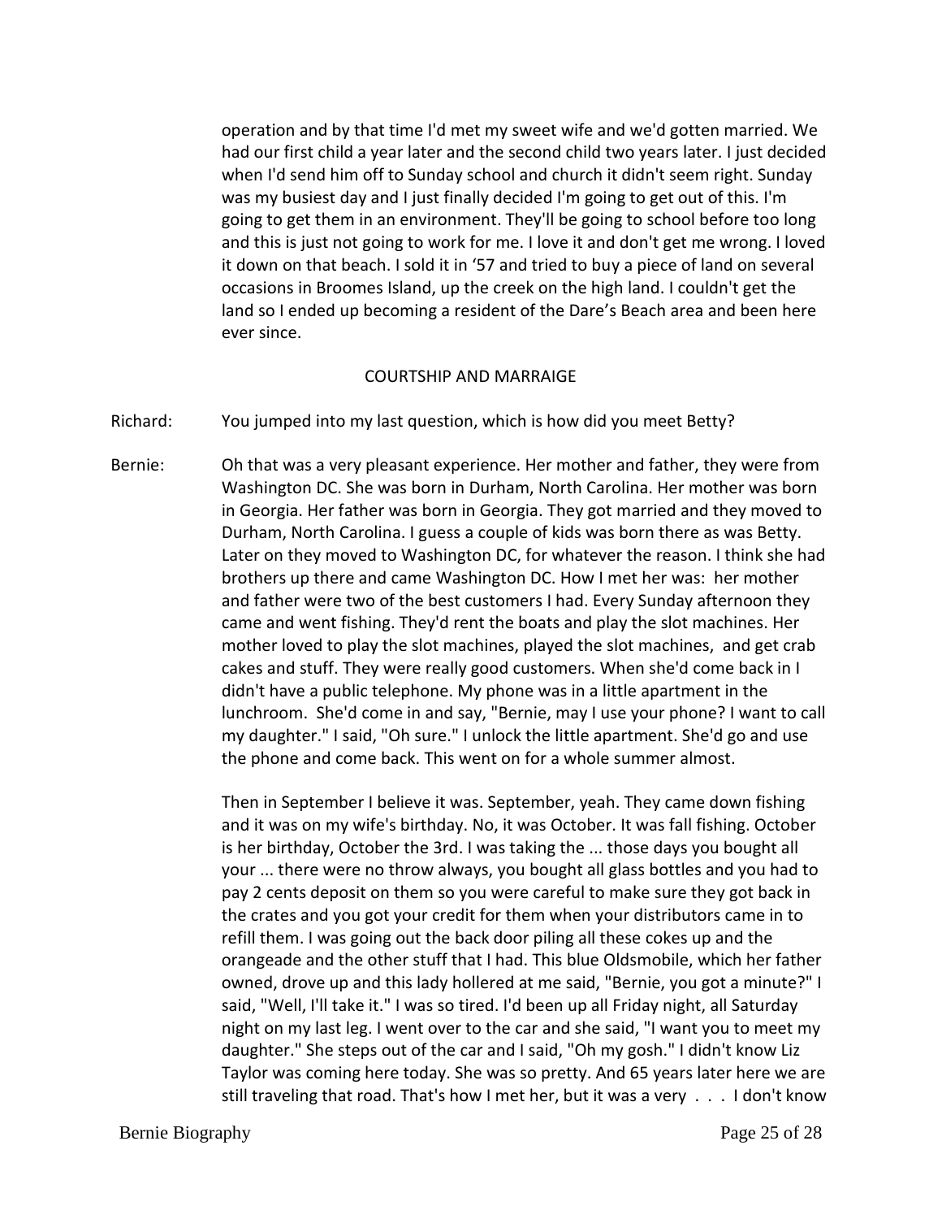operation and by that time I'd met my sweet wife and we'd gotten married. We had our first child a year later and the second child two years later. I just decided when I'd send him off to Sunday school and church it didn't seem right. Sunday was my busiest day and I just finally decided I'm going to get out of this. I'm going to get them in an environment. They'll be going to school before too long and this is just not going to work for me. I love it and don't get me wrong. I loved it down on that beach. I sold it in '57 and tried to buy a piece of land on several occasions in Broomes Island, up the creek on the high land. I couldn't get the land so I ended up becoming a resident of the Dare's Beach area and been here ever since.

## COURTSHIP AND MARRAIGE

Richard: You jumped into my last question, which is how did you meet Betty?

Bernie: Oh that was a very pleasant experience. Her mother and father, they were from Washington DC. She was born in Durham, North Carolina. Her mother was born in Georgia. Her father was born in Georgia. They got married and they moved to Durham, North Carolina. I guess a couple of kids was born there as was Betty. Later on they moved to Washington DC, for whatever the reason. I think she had brothers up there and came Washington DC. How I met her was: her mother and father were two of the best customers I had. Every Sunday afternoon they came and went fishing. They'd rent the boats and play the slot machines. Her mother loved to play the slot machines, played the slot machines, and get crab cakes and stuff. They were really good customers. When she'd come back in I didn't have a public telephone. My phone was in a little apartment in the lunchroom. She'd come in and say, "Bernie, may I use your phone? I want to call my daughter." I said, "Oh sure." I unlock the little apartment. She'd go and use the phone and come back. This went on for a whole summer almost.

Then in September I believe it was. September, yeah. They came down fishing and it was on my wife's birthday. No, it was October. It was fall fishing. October is her birthday, October the 3rd. I was taking the ... those days you bought all your ... there were no throw always, you bought all glass bottles and you had to pay 2 cents deposit on them so you were careful to make sure they got back in the crates and you got your credit for them when your distributors came in to refill them. I was going out the back door piling all these cokes up and the orangeade and the other stuff that I had. This blue Oldsmobile, which her father owned, drove up and this lady hollered at me said, "Bernie, you got a minute?" I said, "Well, I'll take it." I was so tired. I'd been up all Friday night, all Saturday night on my last leg. I went over to the car and she said, "I want you to meet my daughter." She steps out of the car and I said, "Oh my gosh." I didn't know Liz Taylor was coming here today. She was so pretty. And 65 years later here we are still traveling that road. That's how I met her, but it was a very . . . I don't know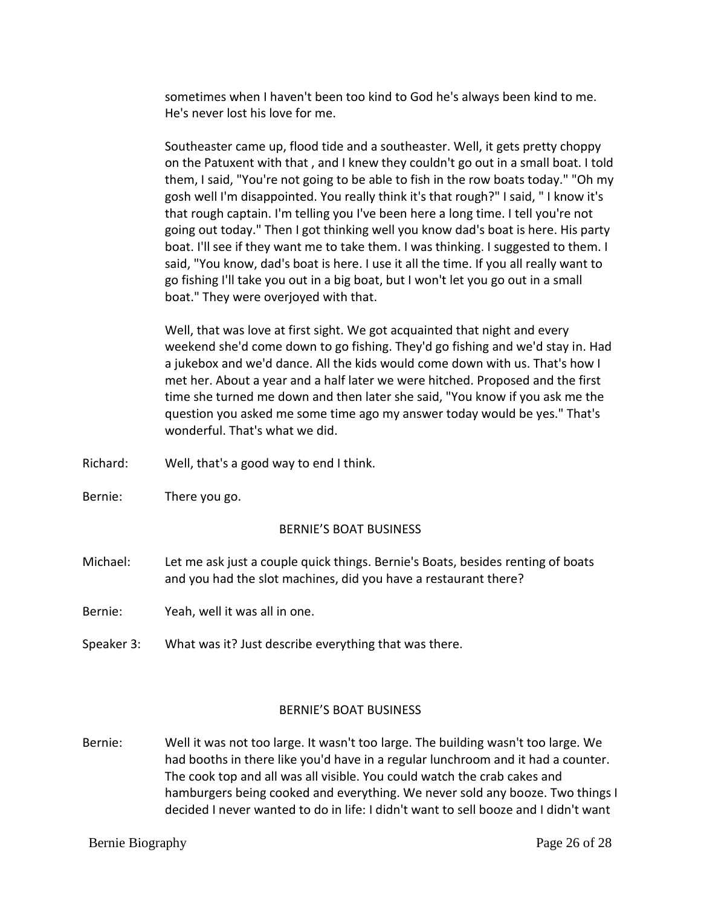sometimes when I haven't been too kind to God he's always been kind to me. He's never lost his love for me.

Southeaster came up, flood tide and a southeaster. Well, it gets pretty choppy on the Patuxent with that , and I knew they couldn't go out in a small boat. I told them, I said, "You're not going to be able to fish in the row boats today." "Oh my gosh well I'm disappointed. You really think it's that rough?" I said, " I know it's that rough captain. I'm telling you I've been here a long time. I tell you're not going out today." Then I got thinking well you know dad's boat is here. His party boat. I'll see if they want me to take them. I was thinking. I suggested to them. I said, "You know, dad's boat is here. I use it all the time. If you all really want to go fishing I'll take you out in a big boat, but I won't let you go out in a small boat." They were overjoyed with that.

Well, that was love at first sight. We got acquainted that night and every weekend she'd come down to go fishing. They'd go fishing and we'd stay in. Had a jukebox and we'd dance. All the kids would come down with us. That's how I met her. About a year and a half later we were hitched. Proposed and the first time she turned me down and then later she said, "You know if you ask me the question you asked me some time ago my answer today would be yes." That's wonderful. That's what we did.

Richard: Well, that's a good way to end I think.

Bernie: There you go.

BERNIE'S BOAT BUSINESS

Michael: Let me ask just a couple quick things. Bernie's Boats, besides renting of boats and you had the slot machines, did you have a restaurant there?

Bernie: Yeah, well it was all in one.

Speaker 3: What was it? Just describe everything that was there.

BERNIE'S BOAT BUSINESS

Bernie: Well it was not too large. It wasn't too large. The building wasn't too large. We had booths in there like you'd have in a regular lunchroom and it had a counter. The cook top and all was all visible. You could watch the crab cakes and hamburgers being cooked and everything. We never sold any booze. Two things I decided I never wanted to do in life: I didn't want to sell booze and I didn't want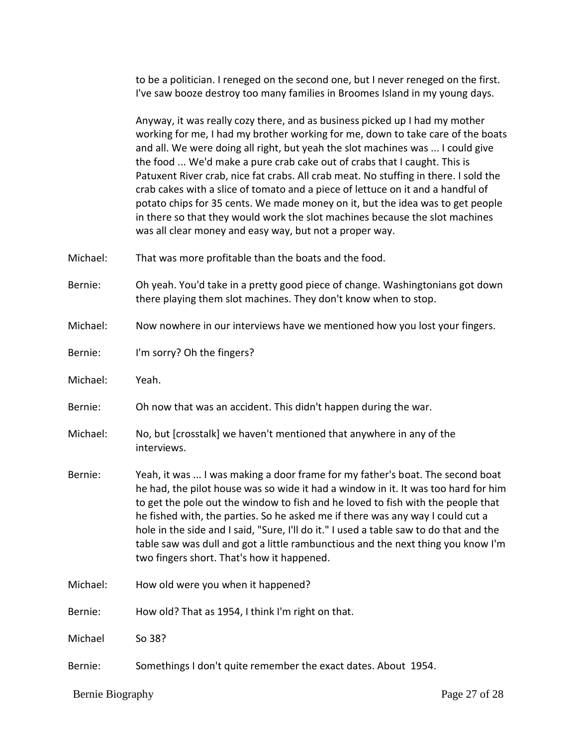to be a politician. I reneged on the second one, but I never reneged on the first. I've saw booze destroy too many families in Broomes Island in my young days.

Anyway, it was really cozy there, and as business picked up I had my mother working for me, I had my brother working for me, down to take care of the boats and all. We were doing all right, but yeah the slot machines was ... I could give the food ... We'd make a pure crab cake out of crabs that I caught. This is Patuxent River crab, nice fat crabs. All crab meat. No stuffing in there. I sold the crab cakes with a slice of tomato and a piece of lettuce on it and a handful of potato chips for 35 cents. We made money on it, but the idea was to get people in there so that they would work the slot machines because the slot machines was all clear money and easy way, but not a proper way.

Michael: That was more profitable than the boats and the food.

Bernie: Oh yeah. You'd take in a pretty good piece of change. Washingtonians got down there playing them slot machines. They don't know when to stop.

Michael: Now nowhere in our interviews have we mentioned how you lost your fingers.

Bernie: I'm sorry? Oh the fingers?

Michael: Yeah.

Bernie: Oh now that was an accident. This didn't happen during the war.

Michael: No, but [crosstalk] we haven't mentioned that anywhere in any of the interviews.

Bernie: Yeah, it was ... I was making a door frame for my father's boat. The second boat he had, the pilot house was so wide it had a window in it. It was too hard for him to get the pole out the window to fish and he loved to fish with the people that he fished with, the parties. So he asked me if there was any way I could cut a hole in the side and I said, "Sure, I'll do it." I used a table saw to do that and the table saw was dull and got a little rambunctious and the next thing you know I'm two fingers short. That's how it happened.

Michael: How old were you when it happened?

Bernie: How old? That as 1954, I think I'm right on that.

Michael So 38?

Bernie: Somethings I don't quite remember the exact dates. About 1954.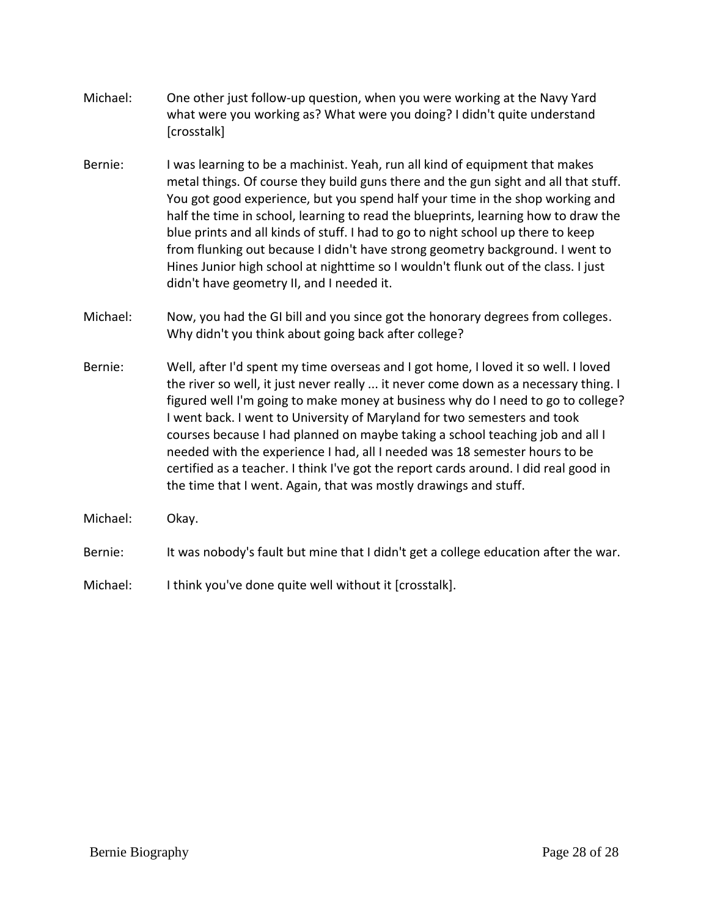Michael: One other just follow-up question, when you were working at the Navy Yard what were you working as? What were you doing? I didn't quite understand [crosstalk]

Bernie: I was learning to be a machinist. Yeah, run all kind of equipment that makes metal things. Of course they build guns there and the gun sight and all that stuff. You got good experience, but you spend half your time in the shop working and half the time in school, learning to read the blueprints, learning how to draw the blue prints and all kinds of stuff. I had to go to night school up there to keep from flunking out because I didn't have strong geometry background. I went to Hines Junior high school at nighttime so I wouldn't flunk out of the class. I just didn't have geometry II, and I needed it.

Michael: Now, you had the GI bill and you since got the honorary degrees from colleges. Why didn't you think about going back after college?

Bernie: Well, after I'd spent my time overseas and I got home, I loved it so well. I loved the river so well, it just never really ... it never come down as a necessary thing. I figured well I'm going to make money at business why do I need to go to college? I went back. I went to University of Maryland for two semesters and took courses because I had planned on maybe taking a school teaching job and all I needed with the experience I had, all I needed was 18 semester hours to be certified as a teacher. I think I've got the report cards around. I did real good in the time that I went. Again, that was mostly drawings and stuff.

Michael: Okay.

Bernie: It was nobody's fault but mine that I didn't get a college education after the war.

Michael: I think you've done quite well without it [crosstalk].